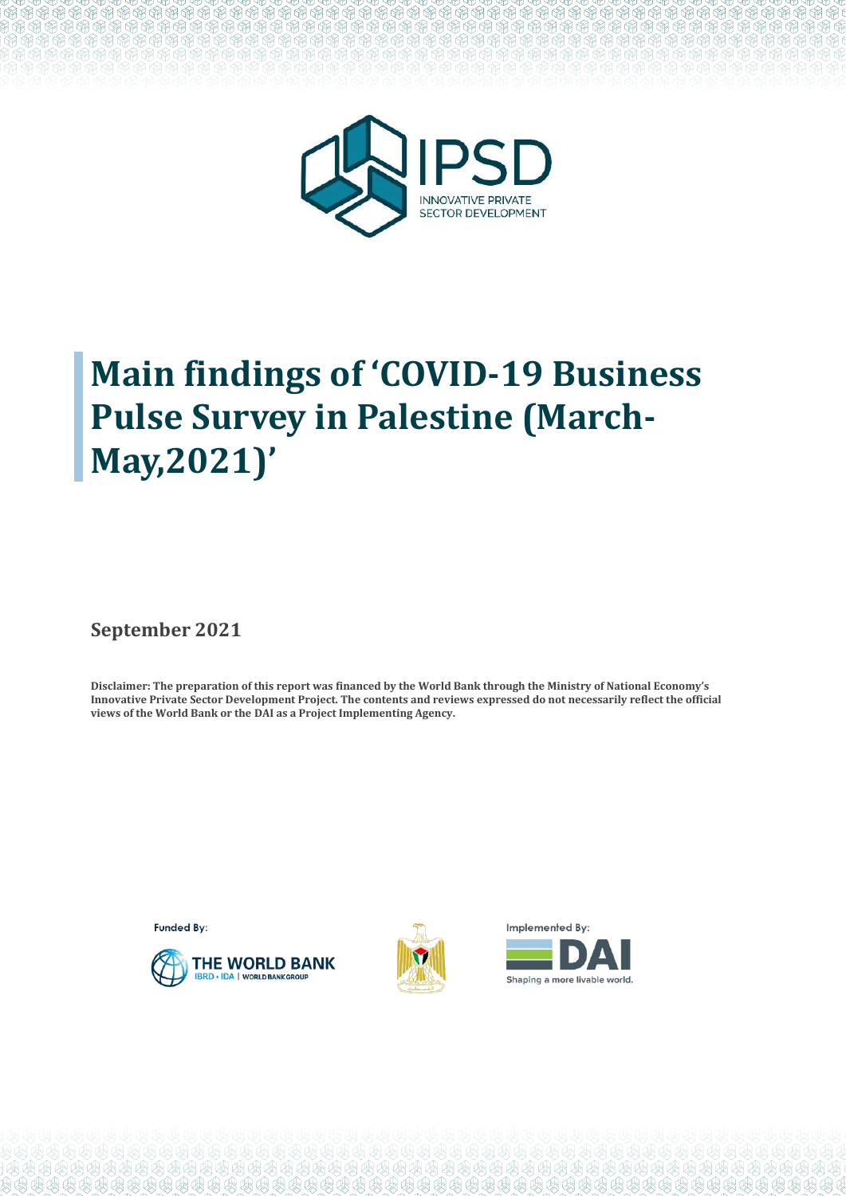# Main findings of 'COVID-19 Business Pulse Survey in Palestine (March-May,2021)'

**September 2021**

**Disclaimer: The preparation of this report was financed by the World Bank through the Ministry of National Economy's Innovative Private Sector Development Project. The contents and reviews expressed do not necessarily reflect the official views of the World Bank or the DAI as a Project Implementing Agency.**

Funded By:

Implemented By: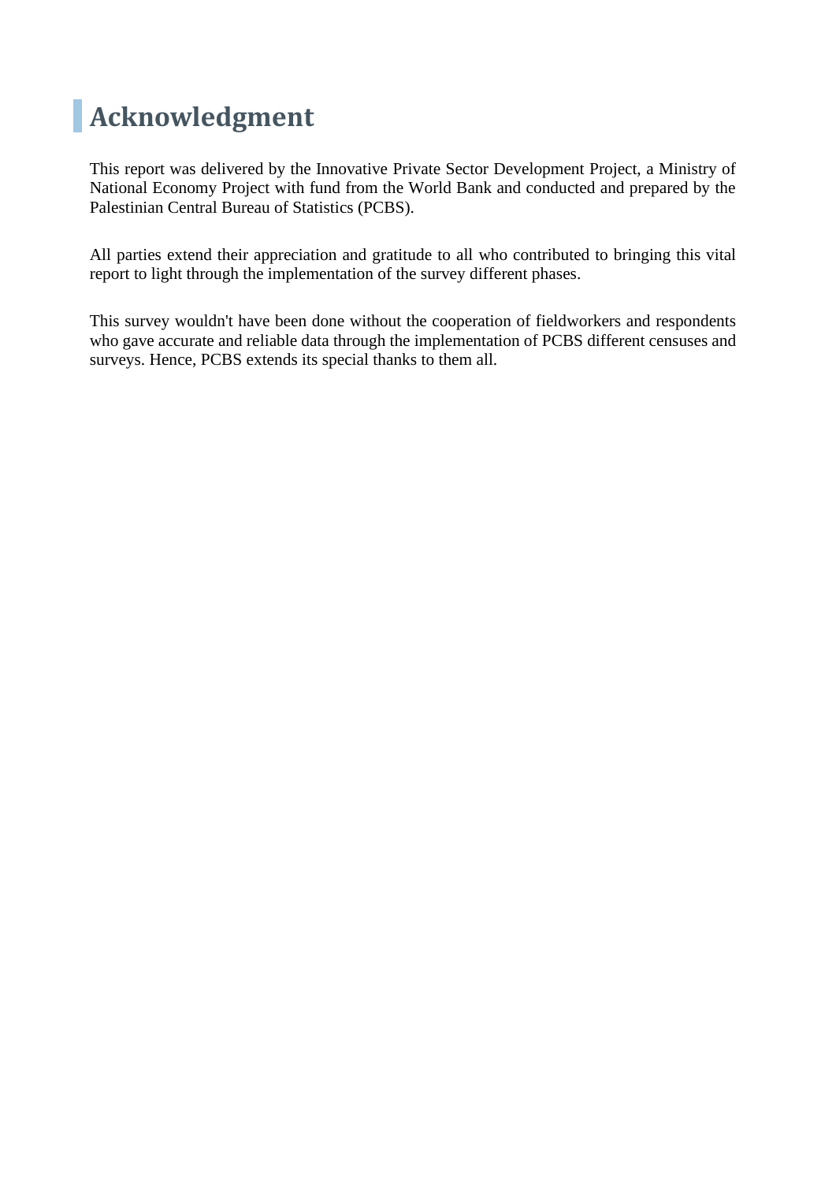# Acknowledgment

This report was delivered by the Innovative Private Sector Development Project, a Ministry of National Economy Project with fund from the World Bank and conducted and prepared by the Palestinian Central Bureau of Statistics (PCBS).

All parties extend their appreciation and gratitude to all who contributed to bringing this vital report to light through the implementation of the survey different phases.

This survey wouldn't have been done without the cooperation of fieldworkers and respondents who gave accurate and reliable data through the implementation of PCBS different censuses and surveys. Hence, PCBS extends its special thanks to them all.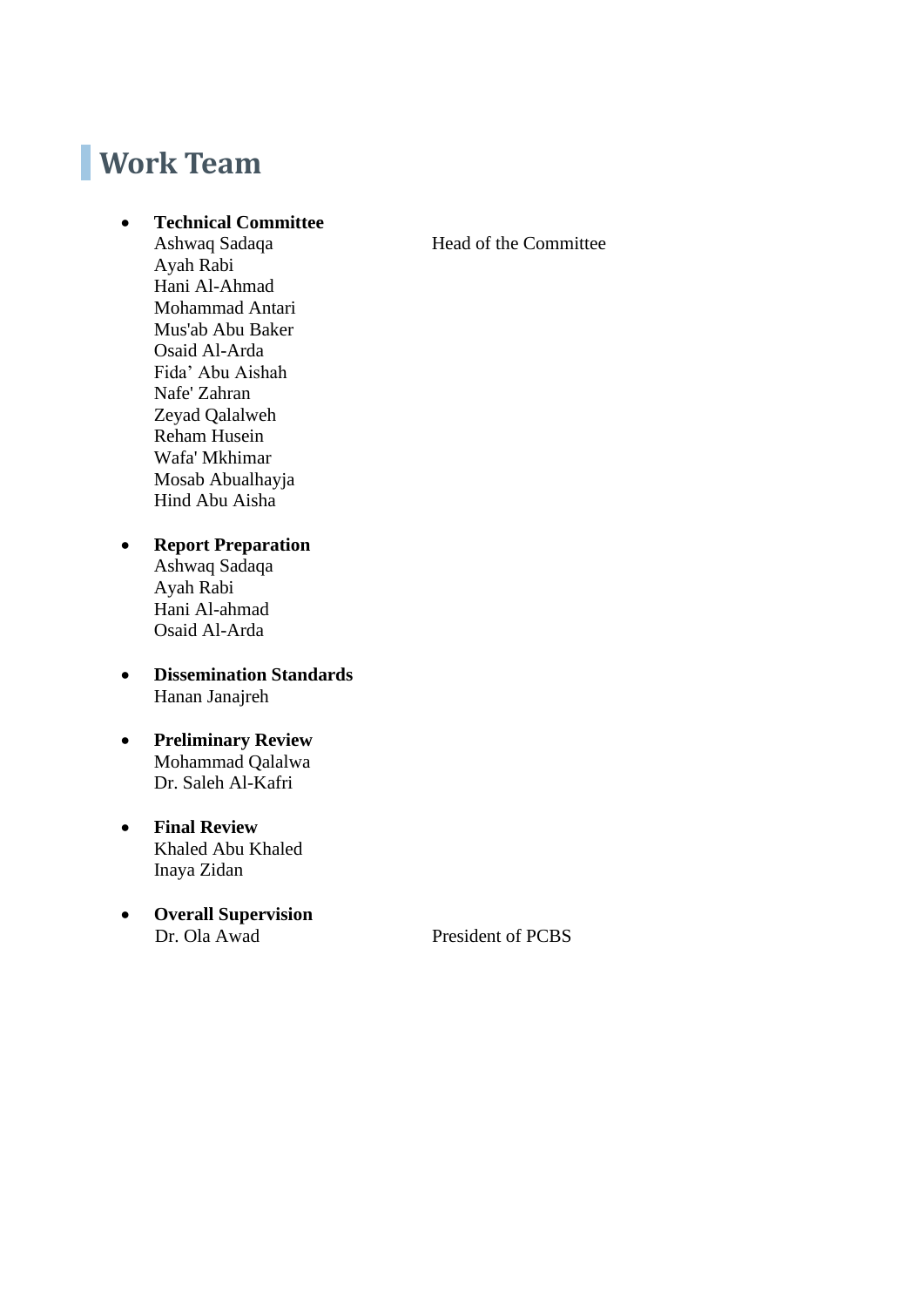## Work Team

- **Technical Committee**
  Ashwaq Sadaqa Head of the Committee
  Ayah Rabi
  Hani Al-Ahmad
  Mohammad Antari
  Mus'ab Abu Baker
  Osaid Al-Arda
  Fida' Abu Aishah
  Nafe' Zahran
  Zeyad Qalalweh
  Reham Husein
  Wafa' Mkhimar
  Mosab Abualhayja
  Hind Abu Aisha

- **Report Preparation**
  Ashwaq Sadaqa
  Ayah Rabi
  Hani Al-ahmad
  Osaid Al-Arda

- **Dissemination Standards**
  Hanan Janajreh

- **Preliminary Review**
  Mohammad Qalalwa
  Dr. Saleh Al-Kafri

- **Final Review**
  Khaled Abu Khaled
  Inaya Zidan

- **Overall Supervision**
  Dr. Ola Awad President of PCBS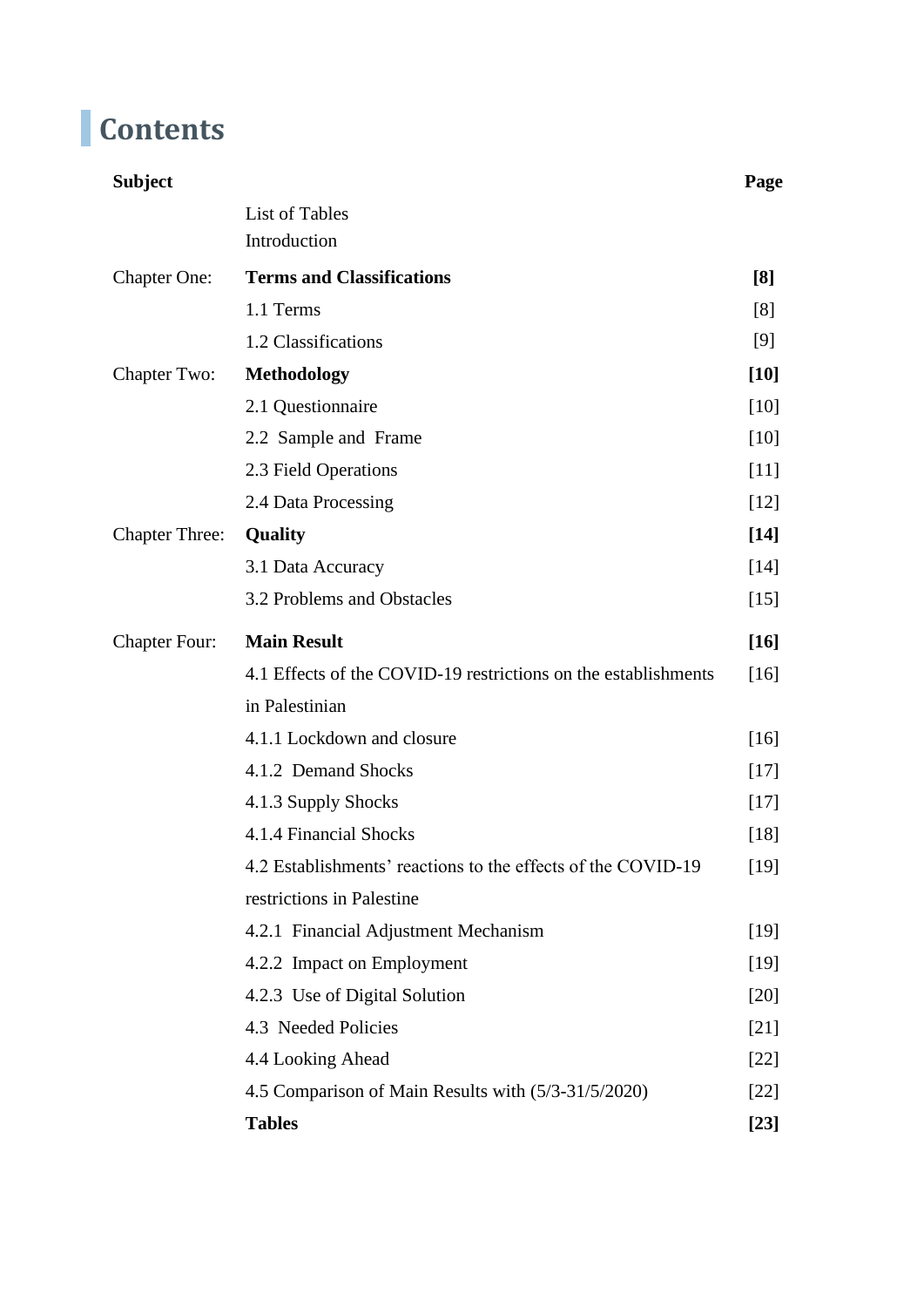# Contents

| Subject | | Page |
|---|---|---|
| | List of Tables | |
| | Introduction | |
| Chapter One: | **Terms and Classifications** | **[8]** |
| | 1.1 Terms | [8] |
| | 1.2 Classifications | [9] |
| Chapter Two: | **Methodology** | **[10]** |
| | 2.1 Questionnaire | [10] |
| | 2.2 Sample and Frame | [10] |
| | 2.3 Field Operations | [11] |
| | 2.4 Data Processing | [12] |
| Chapter Three: | **Quality** | **[14]** |
| | 3.1 Data Accuracy | [14] |
| | 3.2 Problems and Obstacles | [15] |
| Chapter Four: | **Main Result** | **[16]** |
| | 4.1 Effects of the COVID-19 restrictions on the establishments in Palestinian | [16] |
| | 4.1.1 Lockdown and closure | [16] |
| | 4.1.2 Demand Shocks | [17] |
| | 4.1.3 Supply Shocks | [17] |
| | 4.1.4 Financial Shocks | [18] |
| | 4.2 Establishments' reactions to the effects of the COVID-19 restrictions in Palestine | [19] |
| | 4.2.1 Financial Adjustment Mechanism | [19] |
| | 4.2.2 Impact on Employment | [19] |
| | 4.2.3 Use of Digital Solution | [20] |
| | 4.3 Needed Policies | [21] |
| | 4.4 Looking Ahead | [22] |
| | 4.5 Comparison of Main Results with (5/3-31/5/2020) | [22] |
| | **Tables** | **[23]** |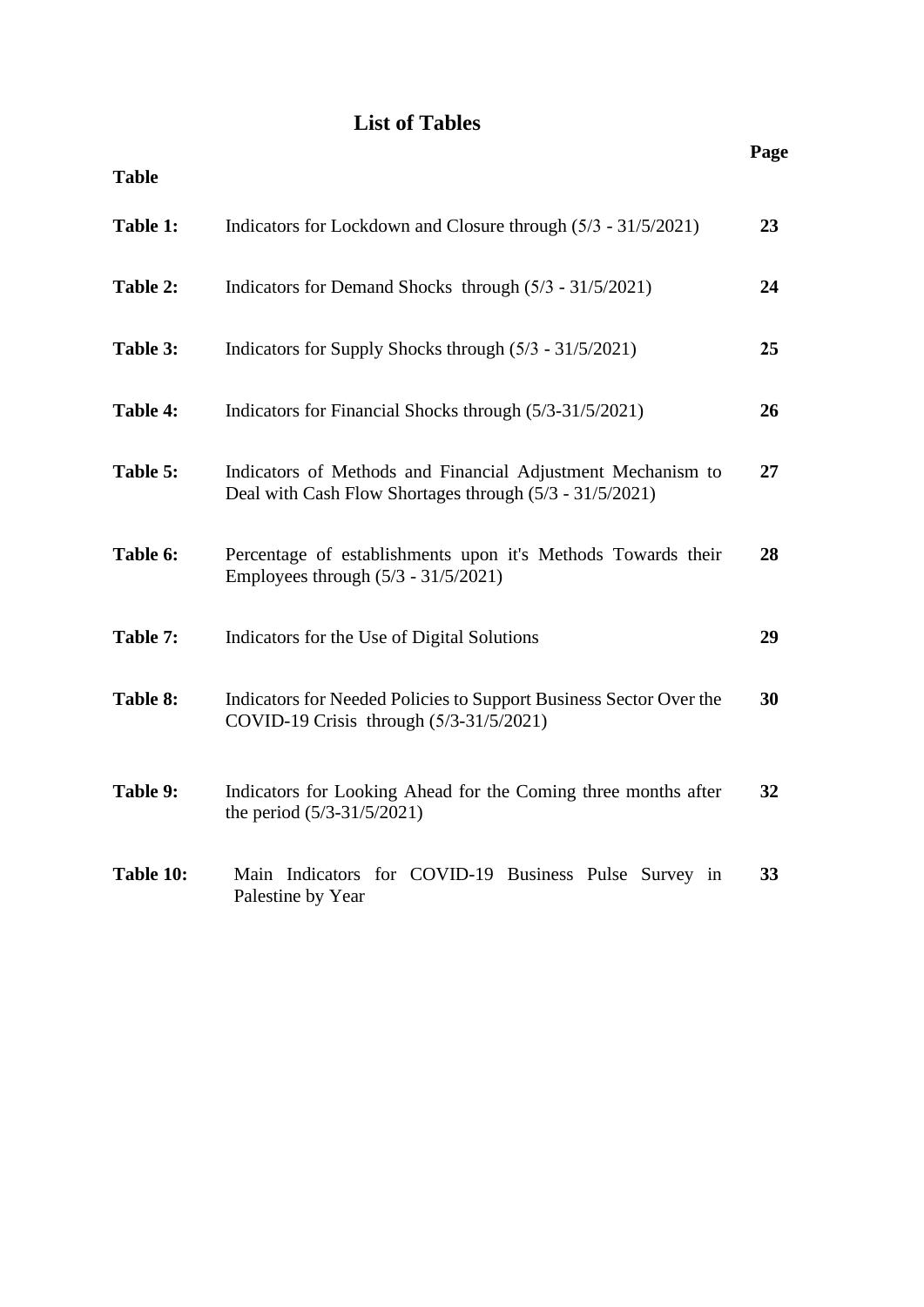# List of Tables

| Table | | Page |
|---|---|---|
| **Table 1:** | Indicators for Lockdown and Closure through (5/3 - 31/5/2021) | **23** |
| **Table 2:** | Indicators for Demand Shocks through (5/3 - 31/5/2021) | **24** |
| **Table 3:** | Indicators for Supply Shocks through (5/3 - 31/5/2021) | **25** |
| **Table 4:** | Indicators for Financial Shocks through (5/3-31/5/2021) | **26** |
| **Table 5:** | Indicators of Methods and Financial Adjustment Mechanism to Deal with Cash Flow Shortages through (5/3 - 31/5/2021) | **27** |
| **Table 6:** | Percentage of establishments upon it's Methods Towards their Employees through (5/3 - 31/5/2021) | **28** |
| **Table 7:** | Indicators for the Use of Digital Solutions | **29** |
| **Table 8:** | Indicators for Needed Policies to Support Business Sector Over the COVID-19 Crisis through (5/3-31/5/2021) | **30** |
| **Table 9:** | Indicators for Looking Ahead for the Coming three months after the period (5/3-31/5/2021) | **32** |
| **Table 10:** | Main Indicators for COVID-19 Business Pulse Survey in Palestine by Year | **33** |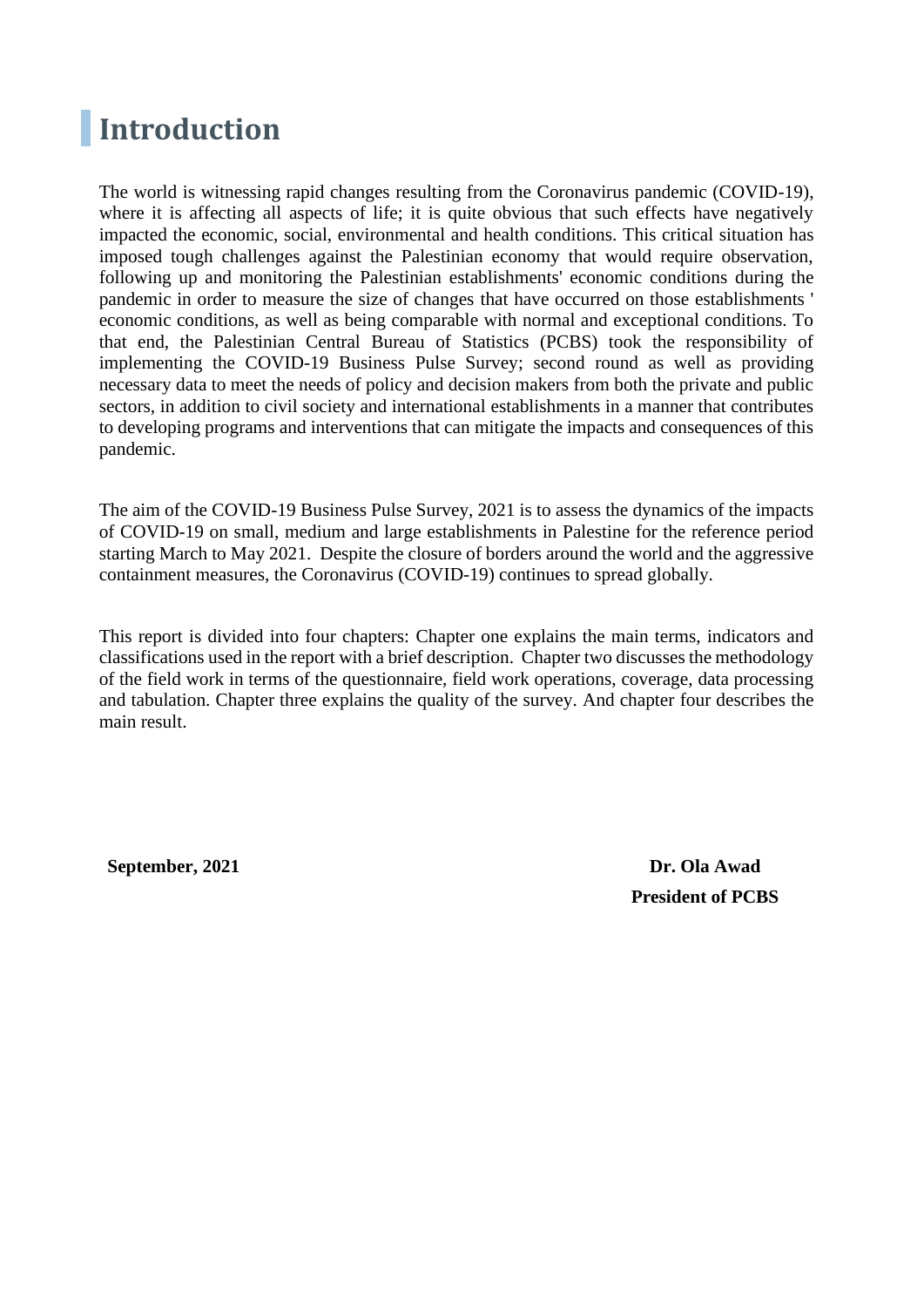# Introduction

The world is witnessing rapid changes resulting from the Coronavirus pandemic (COVID-19), where it is affecting all aspects of life; it is quite obvious that such effects have negatively impacted the economic, social, environmental and health conditions. This critical situation has imposed tough challenges against the Palestinian economy that would require observation, following up and monitoring the Palestinian establishments' economic conditions during the pandemic in order to measure the size of changes that have occurred on those establishments ' economic conditions, as well as being comparable with normal and exceptional conditions. To that end, the Palestinian Central Bureau of Statistics (PCBS) took the responsibility of implementing the COVID-19 Business Pulse Survey; second round as well as providing necessary data to meet the needs of policy and decision makers from both the private and public sectors, in addition to civil society and international establishments in a manner that contributes to developing programs and interventions that can mitigate the impacts and consequences of this pandemic.

The aim of the COVID-19 Business Pulse Survey, 2021 is to assess the dynamics of the impacts of COVID-19 on small, medium and large establishments in Palestine for the reference period starting March to May 2021. Despite the closure of borders around the world and the aggressive containment measures, the Coronavirus (COVID-19) continues to spread globally.

This report is divided into four chapters: Chapter one explains the main terms, indicators and classifications used in the report with a brief description. Chapter two discusses the methodology of the field work in terms of the questionnaire, field work operations, coverage, data processing and tabulation. Chapter three explains the quality of the survey. And chapter four describes the main result.

**September, 2021**

**Dr. Ola Awad**
**President of PCBS**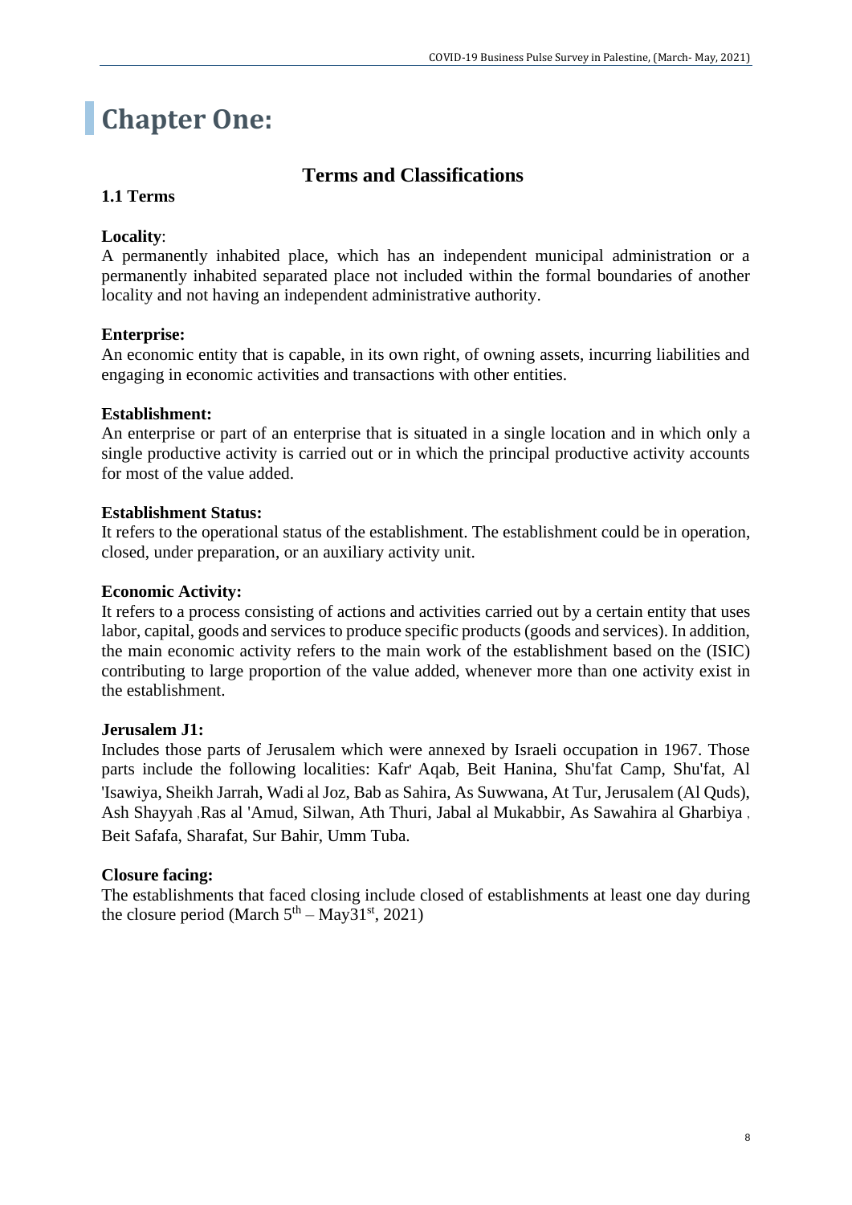# Chapter One:

## Terms and Classifications

### 1.1 Terms

**Locality**:
A permanently inhabited place, which has an independent municipal administration or a permanently inhabited separated place not included within the formal boundaries of another locality and not having an independent administrative authority.

**Enterprise:**
An economic entity that is capable, in its own right, of owning assets, incurring liabilities and engaging in economic activities and transactions with other entities.

**Establishment:**
An enterprise or part of an enterprise that is situated in a single location and in which only a single productive activity is carried out or in which the principal productive activity accounts for most of the value added.

**Establishment Status:**
It refers to the operational status of the establishment. The establishment could be in operation, closed, under preparation, or an auxiliary activity unit.

**Economic Activity:**
It refers to a process consisting of actions and activities carried out by a certain entity that uses labor, capital, goods and services to produce specific products (goods and services). In addition, the main economic activity refers to the main work of the establishment based on the (ISIC) contributing to large proportion of the value added, whenever more than one activity exist in the establishment.

**Jerusalem J1:**
Includes those parts of Jerusalem which were annexed by Israeli occupation in 1967. Those parts include the following localities: Kafr' Aqab, Beit Hanina, Shu'fat Camp, Shu'fat, Al 'Isawiya, Sheikh Jarrah, Wadi al Joz, Bab as Sahira, As Suwwana, At Tur, Jerusalem (Al Quds), Ash Shayyah ,Ras al 'Amud, Silwan, Ath Thuri, Jabal al Mukabbir, As Sawahira al Gharbiya , Beit Safafa, Sharafat, Sur Bahir, Umm Tuba.

**Closure facing:**
The establishments that faced closing include closed of establishments at least one day during the closure period (March 5th – May31st, 2021)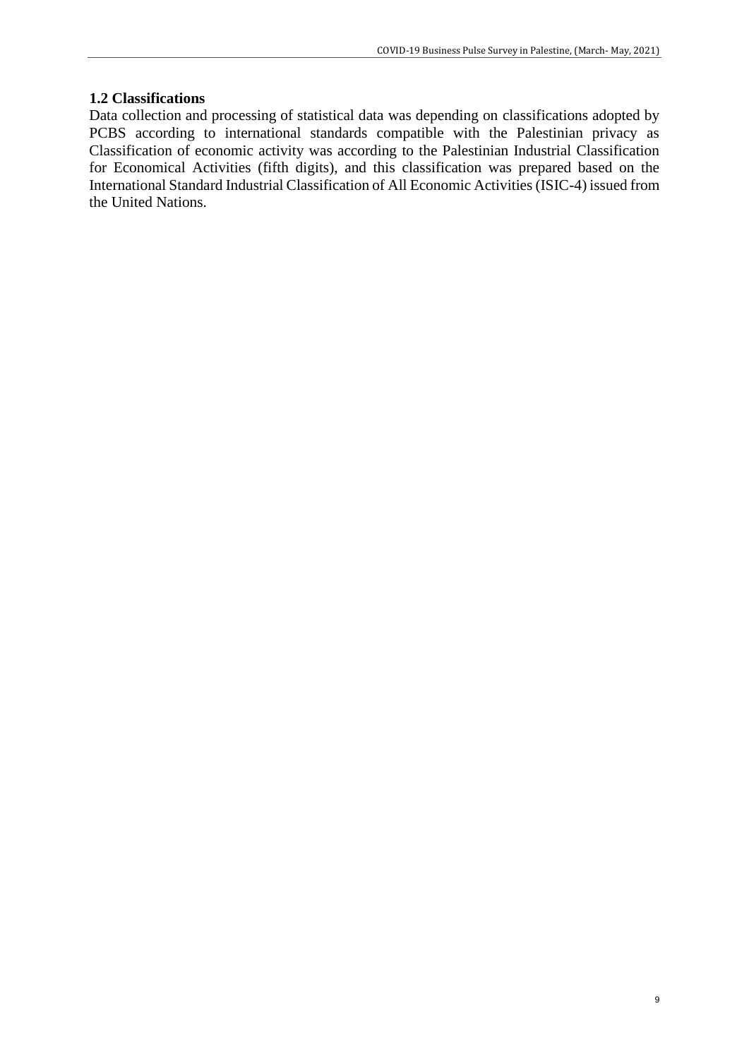### 1.2 Classifications

Data collection and processing of statistical data was depending on classifications adopted by PCBS according to international standards compatible with the Palestinian privacy as Classification of economic activity was according to the Palestinian Industrial Classification for Economical Activities (fifth digits), and this classification was prepared based on the International Standard Industrial Classification of All Economic Activities (ISIC-4) issued from the United Nations.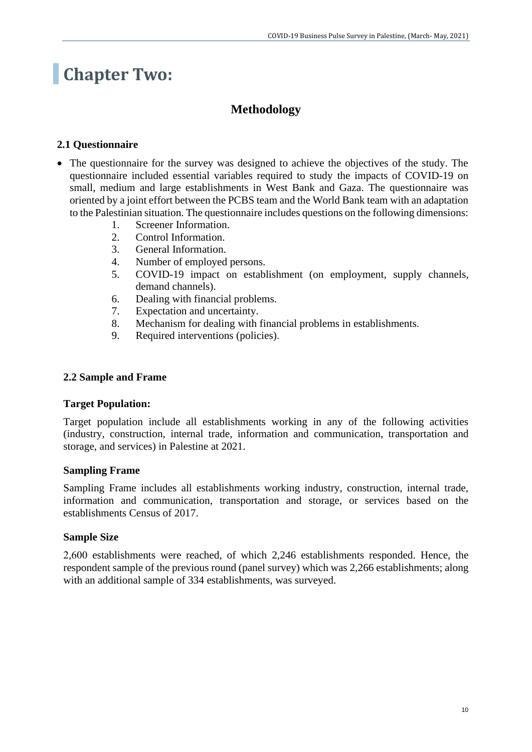# Chapter Two:

## Methodology

### 2.1 Questionnaire

- The questionnaire for the survey was designed to achieve the objectives of the study. The questionnaire included essential variables required to study the impacts of COVID-19 on small, medium and large establishments in West Bank and Gaza. The questionnaire was oriented by a joint effort between the PCBS team and the World Bank team with an adaptation to the Palestinian situation. The questionnaire includes questions on the following dimensions:
    1. Screener Information.
    2. Control Information.
    3. General Information.
    4. Number of employed persons.
    5. COVID-19 impact on establishment (on employment, supply channels, demand channels).
    6. Dealing with financial problems.
    7. Expectation and uncertainty.
    8. Mechanism for dealing with financial problems in establishments.
    9. Required interventions (policies).

### 2.2 Sample and Frame

**Target Population:**

Target population include all establishments working in any of the following activities (industry, construction, internal trade, information and communication, transportation and storage, and services) in Palestine at 2021.

**Sampling Frame**

Sampling Frame includes all establishments working industry, construction, internal trade, information and communication, transportation and storage, or services based on the establishments Census of 2017.

**Sample Size**

2,600 establishments were reached, of which 2,246 establishments responded. Hence, the respondent sample of the previous round (panel survey) which was 2,266 establishments; along with an additional sample of 334 establishments, was surveyed.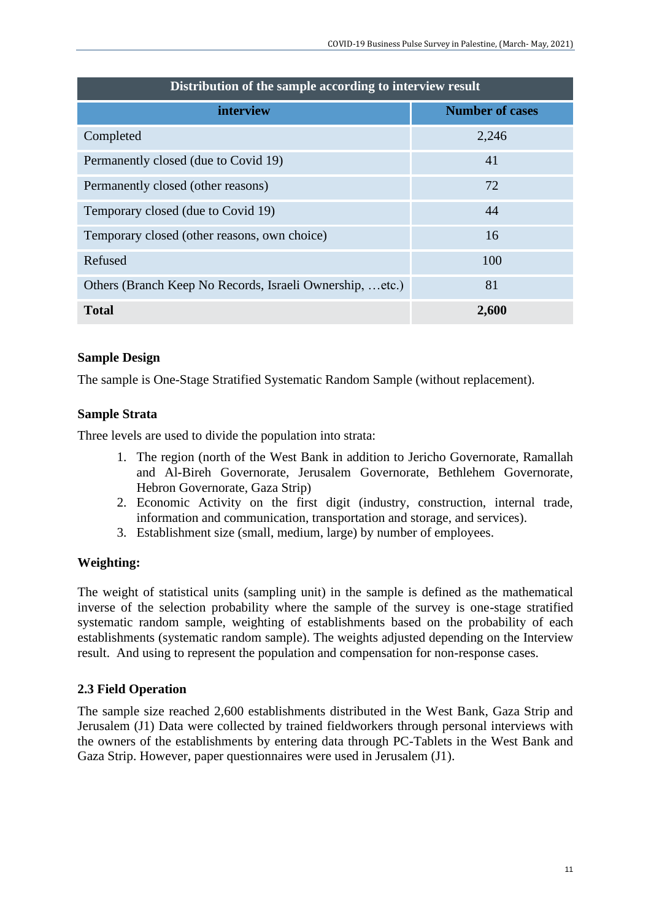| Distribution of the sample according to interview result | |
|---|---|
| **interview** | **Number of cases** |
| Completed | 2,246 |
| Permanently closed (due to Covid 19) | 41 |
| Permanently closed (other reasons) | 72 |
| Temporary closed (due to Covid 19) | 44 |
| Temporary closed (other reasons, own choice) | 16 |
| Refused | 100 |
| Others (Branch Keep No Records, Israeli Ownership, …etc.) | 81 |
| **Total** | **2,600** |

**Sample Design**

The sample is One-Stage Stratified Systematic Random Sample (without replacement).

**Sample Strata**

Three levels are used to divide the population into strata:

1. The region (north of the West Bank in addition to Jericho Governorate, Ramallah and Al-Bireh Governorate, Jerusalem Governorate, Bethlehem Governorate, Hebron Governorate, Gaza Strip)
2. Economic Activity on the first digit (industry, construction, internal trade, information and communication, transportation and storage, and services).
3. Establishment size (small, medium, large) by number of employees.

**Weighting:**

The weight of statistical units (sampling unit) in the sample is defined as the mathematical inverse of the selection probability where the sample of the survey is one-stage stratified systematic random sample, weighting of establishments based on the probability of each establishments (systematic random sample). The weights adjusted depending on the Interview result. And using to represent the population and compensation for non-response cases.

**2.3 Field Operation**

The sample size reached 2,600 establishments distributed in the West Bank, Gaza Strip and Jerusalem (J1) Data were collected by trained fieldworkers through personal interviews with the owners of the establishments by entering data through PC-Tablets in the West Bank and Gaza Strip. However, paper questionnaires were used in Jerusalem (J1).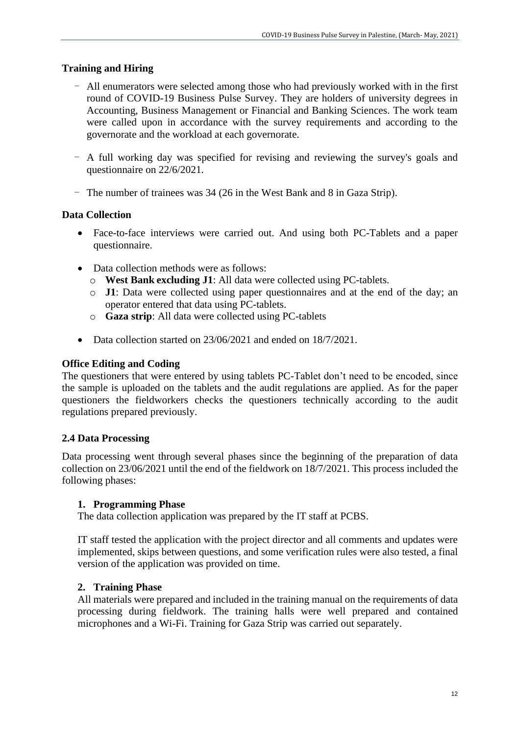### Training and Hiring

- All enumerators were selected among those who had previously worked with in the first round of COVID-19 Business Pulse Survey. They are holders of university degrees in Accounting, Business Management or Financial and Banking Sciences. The work team were called upon in accordance with the survey requirements and according to the governorate and the workload at each governorate.
- A full working day was specified for revising and reviewing the survey's goals and questionnaire on 22/6/2021.
- The number of trainees was 34 (26 in the West Bank and 8 in Gaza Strip).

### Data Collection

- Face-to-face interviews were carried out. And using both PC-Tablets and a paper questionnaire.
- Data collection methods were as follows:
  - **West Bank excluding J1**: All data were collected using PC-tablets.
  - **J1**: Data were collected using paper questionnaires and at the end of the day; an operator entered that data using PC-tablets.
  - **Gaza strip**: All data were collected using PC-tablets
- Data collection started on 23/06/2021 and ended on 18/7/2021.

### Office Editing and Coding

The questioners that were entered by using tablets PC-Tablet don't need to be encoded, since the sample is uploaded on the tablets and the audit regulations are applied. As for the paper questioners the fieldworkers checks the questioners technically according to the audit regulations prepared previously.

## 2.4 Data Processing

Data processing went through several phases since the beginning of the preparation of data collection on 23/06/2021 until the end of the fieldwork on 18/7/2021. This process included the following phases:

1. **Programming Phase**

   The data collection application was prepared by the IT staff at PCBS.

   IT staff tested the application with the project director and all comments and updates were implemented, skips between questions, and some verification rules were also tested, a final version of the application was provided on time.

2. **Training Phase**

   All materials were prepared and included in the training manual on the requirements of data processing during fieldwork. The training halls were well prepared and contained microphones and a Wi-Fi. Training for Gaza Strip was carried out separately.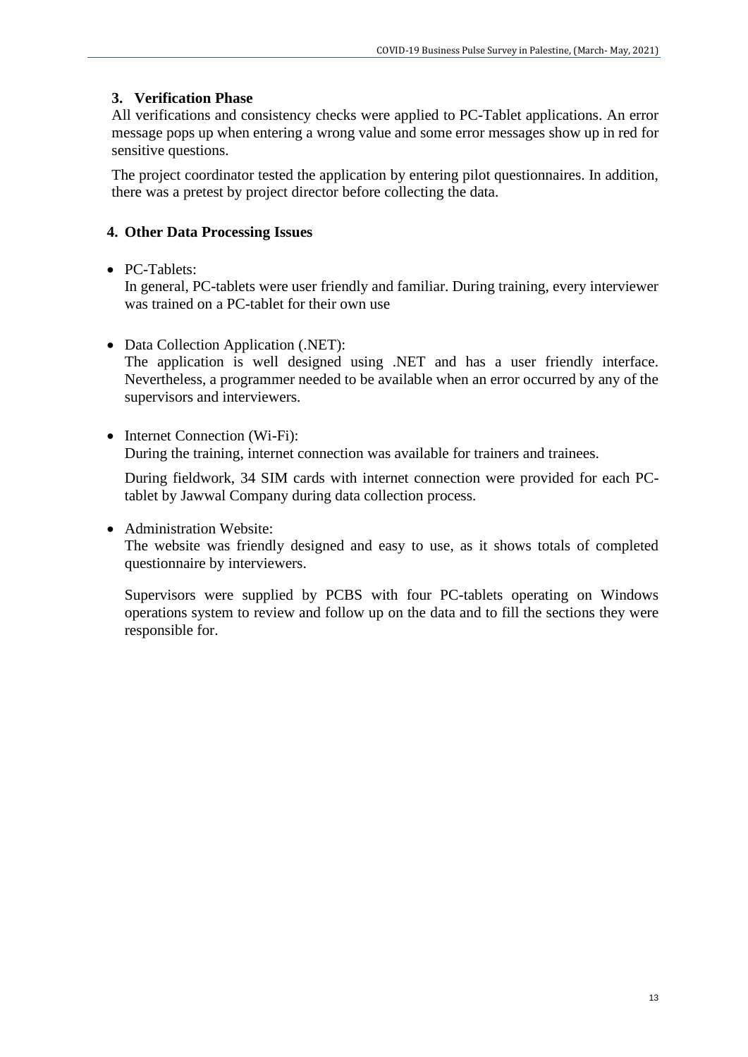### 3. Verification Phase

All verifications and consistency checks were applied to PC-Tablet applications. An error message pops up when entering a wrong value and some error messages show up in red for sensitive questions.

The project coordinator tested the application by entering pilot questionnaires. In addition, there was a pretest by project director before collecting the data.

### 4. Other Data Processing Issues

- PC-Tablets:
  In general, PC-tablets were user friendly and familiar. During training, every interviewer was trained on a PC-tablet for their own use

- Data Collection Application (.NET):
  The application is well designed using .NET and has a user friendly interface. Nevertheless, a programmer needed to be available when an error occurred by any of the supervisors and interviewers.

- Internet Connection (Wi-Fi):
  During the training, internet connection was available for trainers and trainees.

  During fieldwork, 34 SIM cards with internet connection were provided for each PC-tablet by Jawwal Company during data collection process.

- Administration Website:
  The website was friendly designed and easy to use, as it shows totals of completed questionnaire by interviewers.

  Supervisors were supplied by PCBS with four PC-tablets operating on Windows operations system to review and follow up on the data and to fill the sections they were responsible for.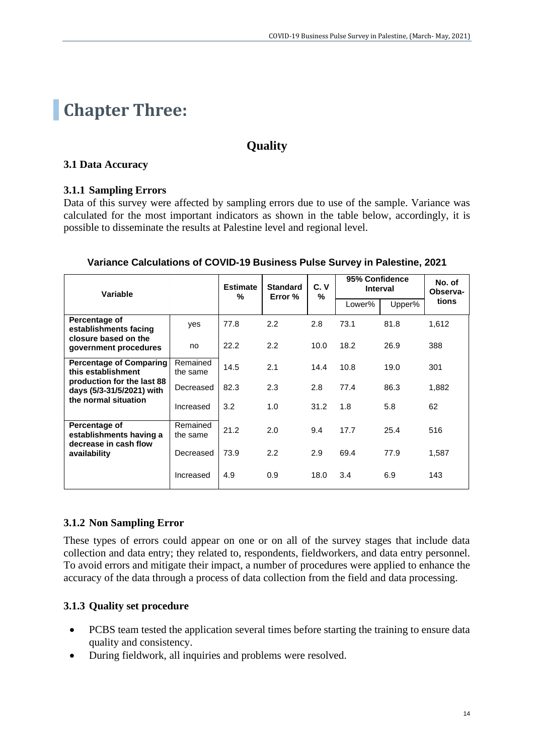# Chapter Three:

## Quality

### 3.1 Data Accuracy

#### 3.1.1 Sampling Errors

Data of this survey were affected by sampling errors due to use of the sample. Variance was calculated for the most important indicators as shown in the table below, accordingly, it is possible to disseminate the results at Palestine level and regional level.

**Variance Calculations of COVID-19 Business Pulse Survey in Palestine, 2021**

| Variable | | Estimate % | Standard Error % | C. V % | 95% Confidence Interval | | No. of Observa-tions |
|---|---|---|---|---|---|---|---|
| | | | | | Lower% | Upper% | |
| Percentage of establishments facing closure based on the government procedures | yes | 77.8 | 2.2 | 2.8 | 73.1 | 81.8 | 1,612 |
| | no | 22.2 | 2.2 | 10.0 | 18.2 | 26.9 | 388 |
| Percentage of Comparing this establishment production for the last 88 days (5/3-31/5/2021) with the normal situation | Remained the same | 14.5 | 2.1 | 14.4 | 10.8 | 19.0 | 301 |
| | Decreased | 82.3 | 2.3 | 2.8 | 77.4 | 86.3 | 1,882 |
| | Increased | 3.2 | 1.0 | 31.2 | 1.8 | 5.8 | 62 |
| Percentage of establishments having a decrease in cash flow availability | Remained the same | 21.2 | 2.0 | 9.4 | 17.7 | 25.4 | 516 |
| | Decreased | 73.9 | 2.2 | 2.9 | 69.4 | 77.9 | 1,587 |
| | Increased | 4.9 | 0.9 | 18.0 | 3.4 | 6.9 | 143 |

#### 3.1.2 Non Sampling Error

These types of errors could appear on one or on all of the survey stages that include data collection and data entry; they related to, respondents, fieldworkers, and data entry personnel. To avoid errors and mitigate their impact, a number of procedures were applied to enhance the accuracy of the data through a process of data collection from the field and data processing.

#### 3.1.3 Quality set procedure

- PCBS team tested the application several times before starting the training to ensure data quality and consistency.
- During fieldwork, all inquiries and problems were resolved.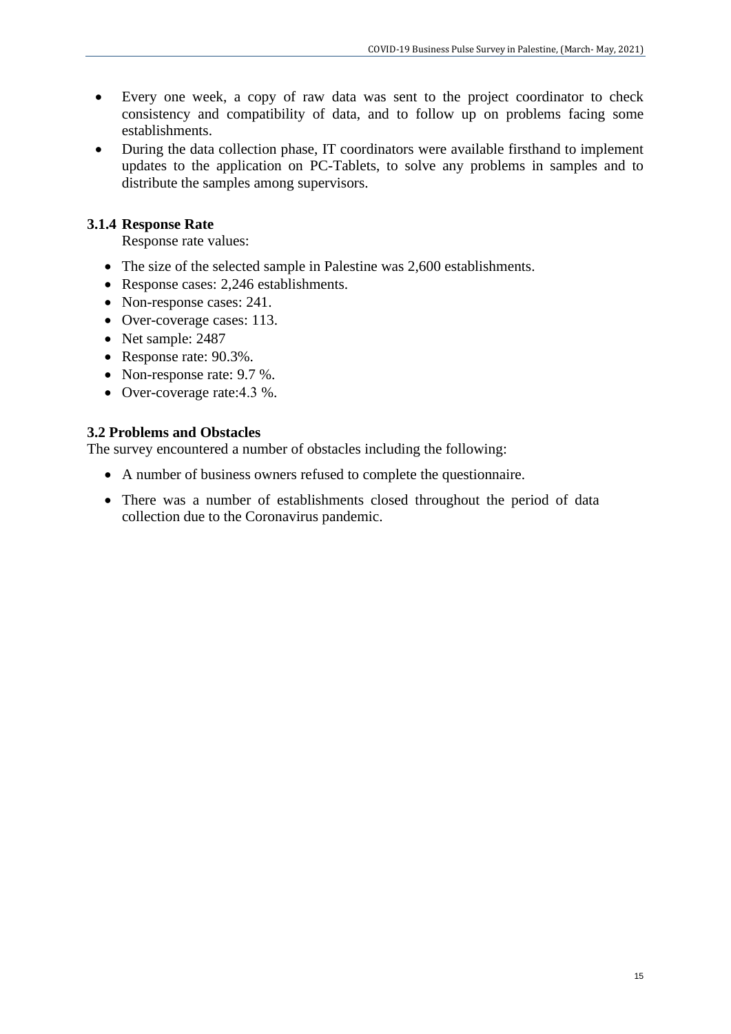- Every one week, a copy of raw data was sent to the project coordinator to check consistency and compatibility of data, and to follow up on problems facing some establishments.
- During the data collection phase, IT coordinators were available firsthand to implement updates to the application on PC-Tablets, to solve any problems in samples and to distribute the samples among supervisors.

### 3.1.4 Response Rate

Response rate values:

- The size of the selected sample in Palestine was 2,600 establishments.
- Response cases: 2,246 establishments.
- Non-response cases: 241.
- Over-coverage cases: 113.
- Net sample: 2487
- Response rate: 90.3%.
- Non-response rate: 9.7 %.
- Over-coverage rate:4.3 %.

## 3.2 Problems and Obstacles

The survey encountered a number of obstacles including the following:

- A number of business owners refused to complete the questionnaire.
- There was a number of establishments closed throughout the period of data collection due to the Coronavirus pandemic.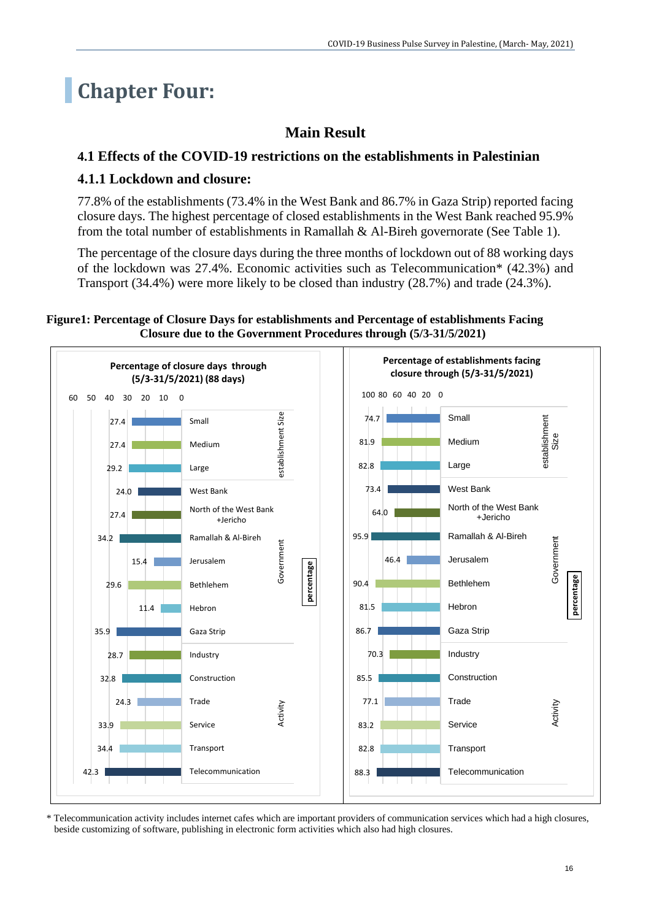# Chapter Four:

## Main Result

### 4.1 Effects of the COVID-19 restrictions on the establishments in Palestinian

### 4.1.1 Lockdown and closure:

77.8% of the establishments (73.4% in the West Bank and 86.7% in Gaza Strip) reported facing closure days. The highest percentage of closed establishments in the West Bank reached 95.9% from the total number of establishments in Ramallah & Al-Bireh governorate (See Table 1).

The percentage of the closure days during the three months of lockdown out of 88 working days of the lockdown was 27.4%. Economic activities such as Telecommunication* (42.3%) and Transport (34.4%) were more likely to be closed than industry (28.7%) and trade (24.3%).

**Figure1: Percentage of Closure Days for establishments and Percentage of establishments Facing Closure due to the Government Procedures through (5/3-31/5/2021)**

| Category | | Percentage of closure days through (5/3-31/5/2021) (88 days) | Percentage of establishments facing closure through (5/3-31/5/2021) |
|---|---|---|---|
| establishment Size | Small | 27.4 | 74.7 |
| | Medium | 27.4 | 81.9 |
| | Large | 29.2 | 82.8 |
| Government | West Bank | 24.0 | 73.4 |
| | North of the West Bank +Jericho | 27.4 | 64.0 |
| | Ramallah & Al-Bireh | 34.2 | 95.9 |
| | Jerusalem | 15.4 | 46.4 |
| | Bethlehem | 29.6 | 90.4 |
| | Hebron | 11.4 | 81.5 |
| | Gaza Strip | 35.9 | 86.7 |
| Activity | Industry | 28.7 | 70.3 |
| | Construction | 32.8 | 85.5 |
| | Trade | 24.3 | 77.1 |
| | Service | 33.9 | 83.2 |
| | Transport | 34.4 | 82.8 |
| | Telecommunication | 42.3 | 88.3 |

\* Telecommunication activity includes internet cafes which are important providers of communication services which had a high closures, beside customizing of software, publishing in electronic form activities which also had high closures.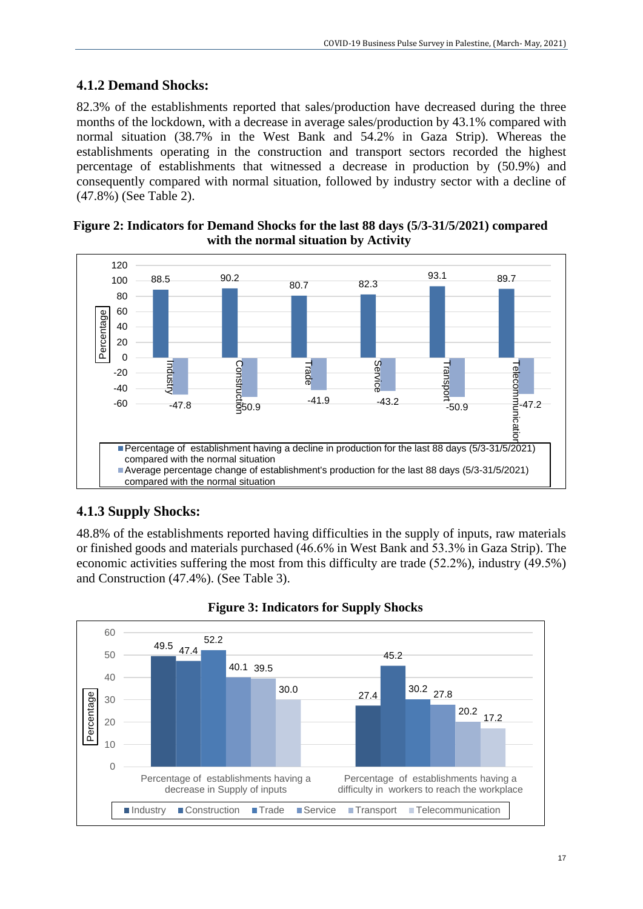### 4.1.2 Demand Shocks:

82.3% of the establishments reported that sales/production have decreased during the three months of the lockdown, with a decrease in average sales/production by 43.1% compared with normal situation (38.7% in the West Bank and 54.2% in Gaza Strip). Whereas the establishments operating in the construction and transport sectors recorded the highest percentage of establishments that witnessed a decrease in production by (50.9%) and consequently compared with normal situation, followed by industry sector with a decline of (47.8%) (See Table 2).

**Figure 2: Indicators for Demand Shocks for the last 88 days (5/3-31/5/2021) compared with the normal situation by Activity**

| Activity | Percentage of establishment having a decline in production for the last 88 days (5/3-31/5/2021) compared with the normal situation | Average percentage change of establishment's production for the last 88 days (5/3-31/5/2021) compared with the normal situation |
|---|---|---|
| Industry | 88.5 | -47.8 |
| Construction | 90.2 | -50.9 |
| Trade | 80.7 | -41.9 |
| Service | 82.3 | -43.2 |
| Transport | 93.1 | -50.9 |
| Telecommunication | 89.7 | -47.2 |

### 4.1.3 Supply Shocks:

48.8% of the establishments reported having difficulties in the supply of inputs, raw materials or finished goods and materials purchased (46.6% in West Bank and 53.3% in Gaza Strip). The economic activities suffering the most from this difficulty are trade (52.2%), industry (49.5%) and Construction (47.4%). (See Table 3).

**Figure 3: Indicators for Supply Shocks**

| Activity | Percentage of establishments having a decrease in Supply of inputs | Percentage of establishments having a difficulty in workers to reach the workplace |
|---|---|---|
| Industry | 49.5 | 27.4 |
| Construction | 47.4 | 45.2 |
| Trade | 52.2 | 30.2 |
| Service | 40.1 | 27.8 |
| Transport | 39.5 | 20.2 |
| Telecommunication | 30.0 | 17.2 |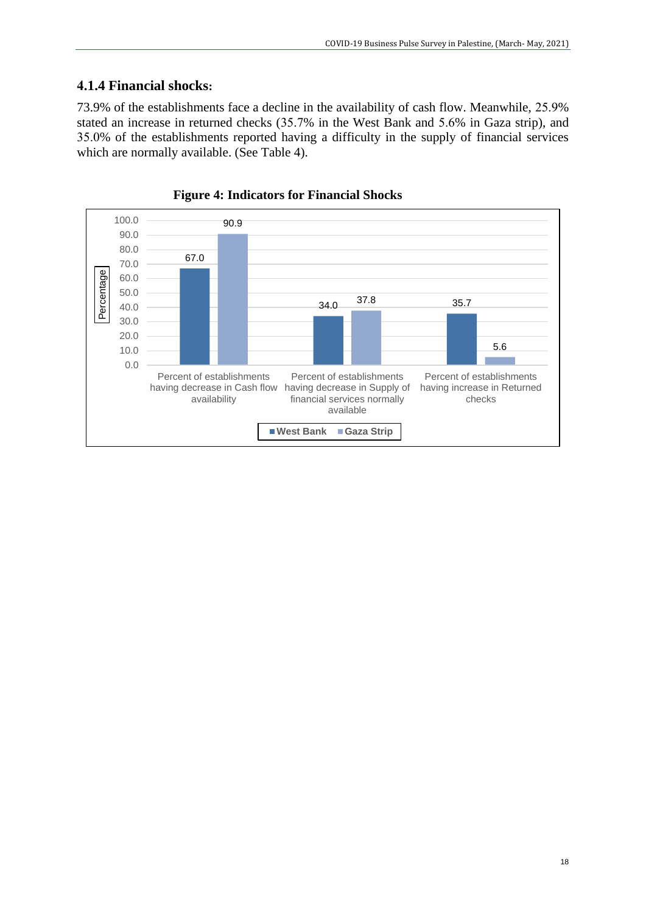### 4.1.4 Financial shocks:

73.9% of the establishments face a decline in the availability of cash flow. Meanwhile, 25.9% stated an increase in returned checks (35.7% in the West Bank and 5.6% in Gaza strip), and 35.0% of the establishments reported having a difficulty in the supply of financial services which are normally available. (See Table 4).

**Figure 4: Indicators for Financial Shocks**

| | West Bank | Gaza Strip |
|---|---|---|
| Percent of establishments having decrease in Cash flow availability | 67.0 | 90.9 |
| Percent of establishments having decrease in Supply of financial services normally available | 34.0 | 37.8 |
| Percent of establishments having increase in Returned checks | 35.7 | 5.6 |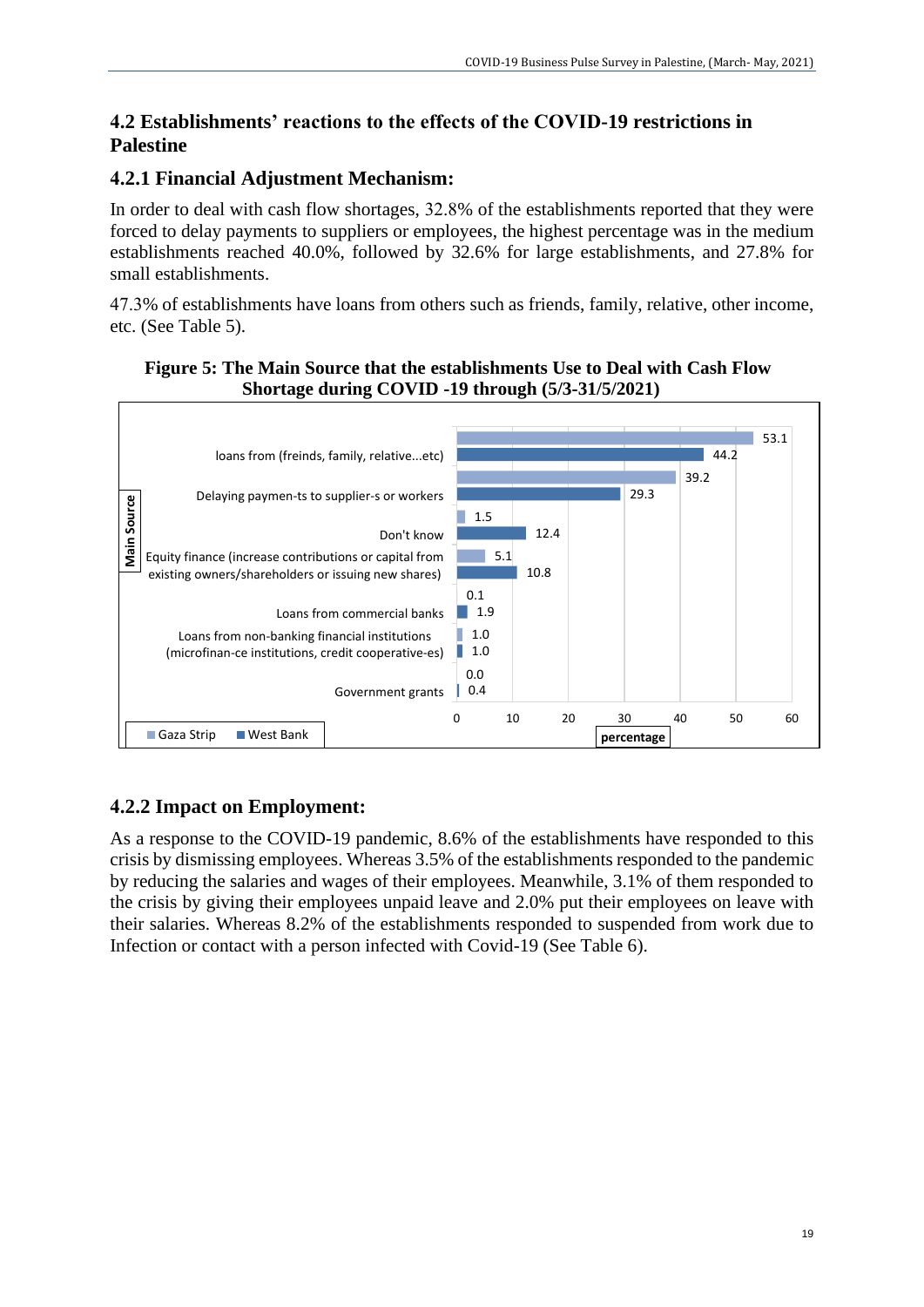## 4.2 Establishments' reactions to the effects of the COVID-19 restrictions in Palestine

### 4.2.1 Financial Adjustment Mechanism:

In order to deal with cash flow shortages, 32.8% of the establishments reported that they were forced to delay payments to suppliers or employees, the highest percentage was in the medium establishments reached 40.0%, followed by 32.6% for large establishments, and 27.8% for small establishments.

47.3% of establishments have loans from others such as friends, family, relative, other income, etc. (See Table 5).

**Figure 5: The Main Source that the establishments Use to Deal with Cash Flow Shortage during COVID -19 through (5/3-31/5/2021)**

| Main Source | Gaza Strip | West Bank |
|---|---|---|
| loans from (freinds, family, relative...etc) | 53.1 | 44.2 |
| Delaying paymen-ts to supplier-s or workers | 39.2 | 29.3 |
| Don't know | 1.5 | 12.4 |
| Equity finance (increase contributions or capital from existing owners/shareholders or issuing new shares) | 5.1 | 10.8 |
| Loans from commercial banks | 0.1 | 1.9 |
| Loans from non-banking financial institutions (microfinan-ce institutions, credit cooperative-es) | 1.0 | 1.0 |
| Government grants | 0.0 | 0.4 |

### 4.2.2 Impact on Employment:

As a response to the COVID-19 pandemic, 8.6% of the establishments have responded to this crisis by dismissing employees. Whereas 3.5% of the establishments responded to the pandemic by reducing the salaries and wages of their employees. Meanwhile, 3.1% of them responded to the crisis by giving their employees unpaid leave and 2.0% put their employees on leave with their salaries. Whereas 8.2% of the establishments responded to suspended from work due to Infection or contact with a person infected with Covid-19 (See Table 6).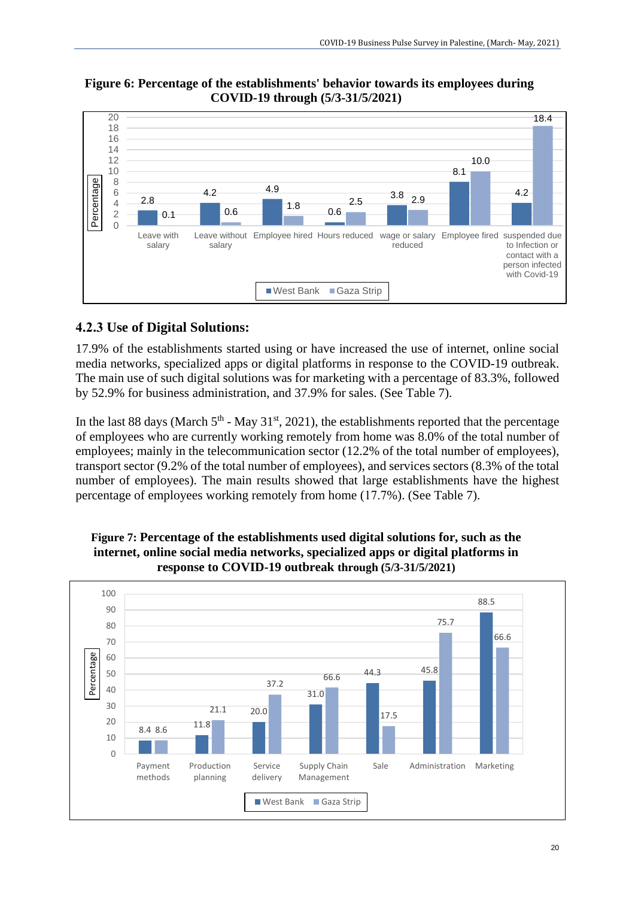**Figure 6: Percentage of the establishments' behavior towards its employees during COVID-19 through (5/3-31/5/2021)**

| | West Bank | Gaza Strip |
|---|---|---|
| Leave with salary | 2.8 | 0.1 |
| Leave without salary | 4.2 | 0.6 |
| Employee hired | 4.9 | 1.8 |
| Hours reduced | 0.6 | 2.5 |
| wage or salary reduced | 3.8 | 2.9 |
| Employee fired | 8.1 | 10.0 |
| suspended due to Infection or contact with a person infected with Covid-19 | 4.2 | 18.4 |

### 4.2.3 Use of Digital Solutions:

17.9% of the establishments started using or have increased the use of internet, online social media networks, specialized apps or digital platforms in response to the COVID-19 outbreak. The main use of such digital solutions was for marketing with a percentage of 83.3%, followed by 52.9% for business administration, and 37.9% for sales. (See Table 7).

In the last 88 days (March 5th - May 31st, 2021), the establishments reported that the percentage of employees who are currently working remotely from home was 8.0% of the total number of employees; mainly in the telecommunication sector (12.2% of the total number of employees), transport sector (9.2% of the total number of employees), and services sectors (8.3% of the total number of employees). The main results showed that large establishments have the highest percentage of employees working remotely from home (17.7%). (See Table 7).

**Figure 7: Percentage of the establishments used digital solutions for, such as the internet, online social media networks, specialized apps or digital platforms in response to COVID-19 outbreak through (5/3-31/5/2021)**

| | West Bank | Gaza Strip |
|---|---|---|
| Payment methods | 8.4 | 8.6 |
| Production planning | 11.8 | 21.1 |
| Service delivery | 20.0 | 37.2 |
| Supply Chain Management | 31.0 | 66.6 |
| Sale | 44.3 | 17.5 |
| Administration | 45.8 | 75.7 |
| Marketing | 88.5 | 66.6 |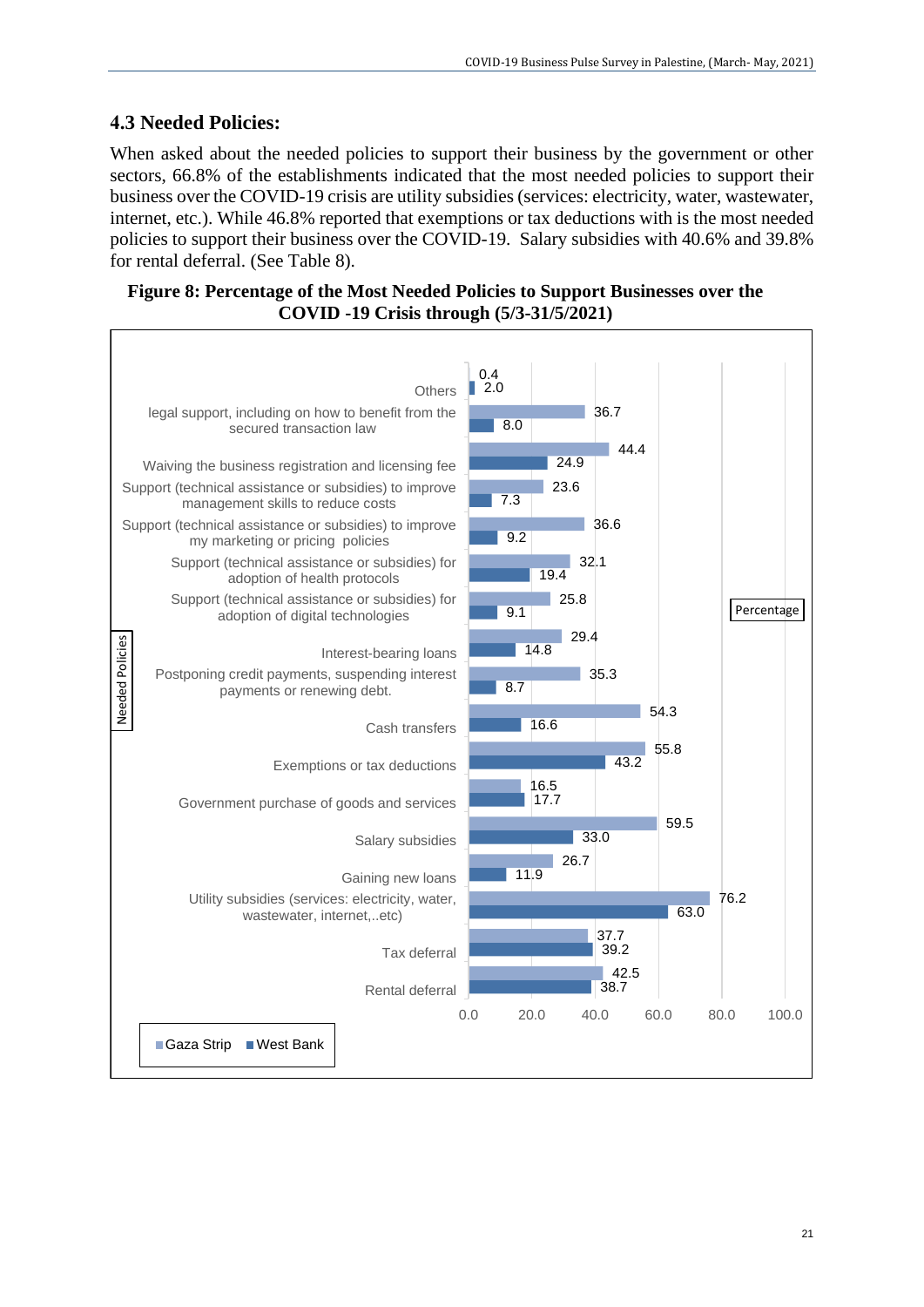## 4.3 Needed Policies:

When asked about the needed policies to support their business by the government or other sectors, 66.8% of the establishments indicated that the most needed policies to support their business over the COVID-19 crisis are utility subsidies (services: electricity, water, wastewater, internet, etc.). While 46.8% reported that exemptions or tax deductions with is the most needed policies to support their business over the COVID-19. Salary subsidies with 40.6% and 39.8% for rental deferral. (See Table 8).

**Figure 8: Percentage of the Most Needed Policies to Support Businesses over the COVID -19 Crisis through (5/3-31/5/2021)**

| Needed Policies | Gaza Strip | West Bank |
|---|---|---|
| Others | 0.4 | 2.0 |
| legal support, including on how to benefit from the secured transaction law | 36.7 | 8.0 |
| Waiving the business registration and licensing fee | 44.4 | 24.9 |
| Support (technical assistance or subsidies) to improve management skills to reduce costs | 23.6 | 7.3 |
| Support (technical assistance or subsidies) to improve my marketing or pricing policies | 36.6 | 9.2 |
| Support (technical assistance or subsidies) for adoption of health protocols | 32.1 | 19.4 |
| Support (technical assistance or subsidies) for adoption of digital technologies | 25.8 | 9.1 |
| Interest-bearing loans | 29.4 | 14.8 |
| Postponing credit payments, suspending interest payments or renewing debt. | 35.3 | 8.7 |
| Cash transfers | 54.3 | 16.6 |
| Exemptions or tax deductions | 55.8 | 43.2 |
| Government purchase of goods and services | 16.5 | 17.7 |
| Salary subsidies | 59.5 | 33.0 |
| Gaining new loans | 26.7 | 11.9 |
| Utility subsidies (services: electricity, water, wastewater, internet,..etc) | 76.2 | 63.0 |
| Tax deferral | 37.7 | 39.2 |
| Rental deferral | 42.5 | 38.7 |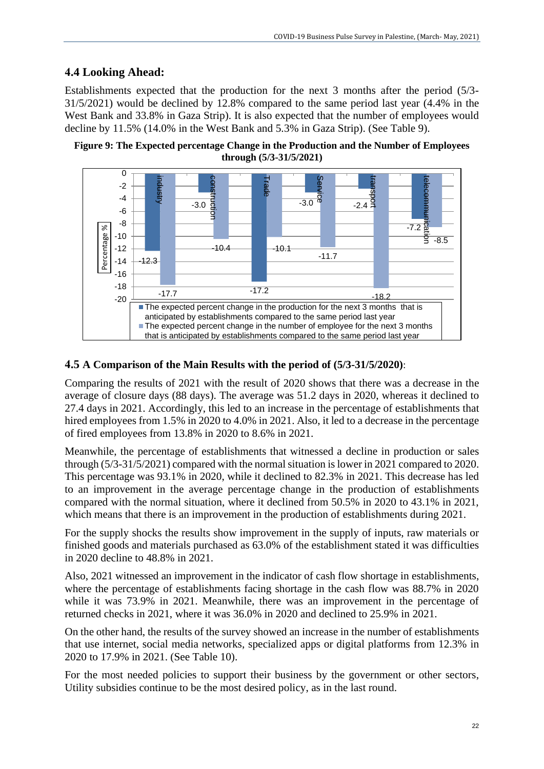## 4.4 Looking Ahead:

Establishments expected that the production for the next 3 months after the period (5/3-31/5/2021) would be declined by 12.8% compared to the same period last year (4.4% in the West Bank and 33.8% in Gaza Strip). It is also expected that the number of employees would decline by 11.5% (14.0% in the West Bank and 5.3% in Gaza Strip). (See Table 9).

**Figure 9: The Expected percentage Change in the Production and the Number of Employees through (5/3-31/5/2021)**

| Sector | The expected percent change in the production for the next 3 months that is anticipated by establishments compared to the same period last year | The expected percent change in the number of employee for the next 3 months that is anticipated by establishments compared to the same period last year |
|---|---|---|
| industry | -12.3 | -17.7 |
| construction | -3.0 | -10.4 |
| Trade | -17.2 | -10.1 |
| Service | -3.0 | -11.7 |
| transport | -2.4 | -18.2 |
| telecommunication | -7.2 | -8.5 |

## 4.5 A Comparison of the Main Results with the period of (5/3-31/5/2020):

Comparing the results of 2021 with the result of 2020 shows that there was a decrease in the average of closure days (88 days). The average was 51.2 days in 2020, whereas it declined to 27.4 days in 2021. Accordingly, this led to an increase in the percentage of establishments that hired employees from 1.5% in 2020 to 4.0% in 2021. Also, it led to a decrease in the percentage of fired employees from 13.8% in 2020 to 8.6% in 2021.

Meanwhile, the percentage of establishments that witnessed a decline in production or sales through (5/3-31/5/2021) compared with the normal situation is lower in 2021 compared to 2020. This percentage was 93.1% in 2020, while it declined to 82.3% in 2021. This decrease has led to an improvement in the average percentage change in the production of establishments compared with the normal situation, where it declined from 50.5% in 2020 to 43.1% in 2021, which means that there is an improvement in the production of establishments during 2021.

For the supply shocks the results show improvement in the supply of inputs, raw materials or finished goods and materials purchased as 63.0% of the establishment stated it was difficulties in 2020 decline to 48.8% in 2021.

Also, 2021 witnessed an improvement in the indicator of cash flow shortage in establishments, where the percentage of establishments facing shortage in the cash flow was 88.7% in 2020 while it was 73.9% in 2021. Meanwhile, there was an improvement in the percentage of returned checks in 2021, where it was 36.0% in 2020 and declined to 25.9% in 2021.

On the other hand, the results of the survey showed an increase in the number of establishments that use internet, social media networks, specialized apps or digital platforms from 12.3% in 2020 to 17.9% in 2021. (See Table 10).

For the most needed policies to support their business by the government or other sectors, Utility subsidies continue to be the most desired policy, as in the last round.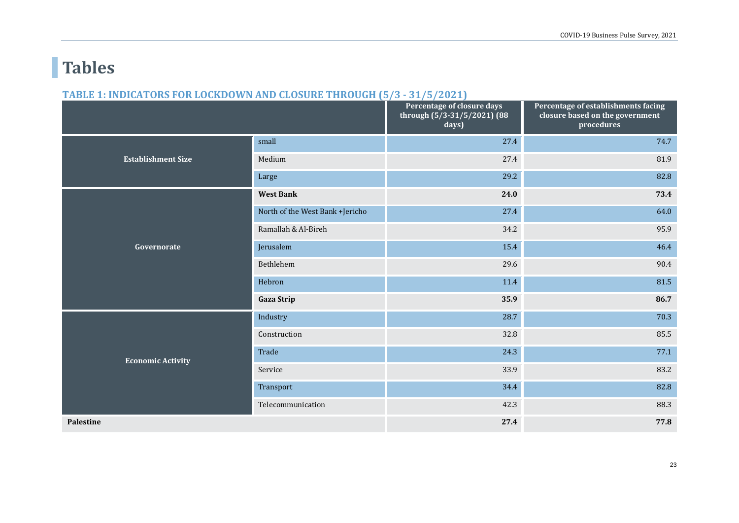# Tables

## TABLE 1: INDICATORS FOR LOCKDOWN AND CLOSURE THROUGH (5/3 - 31/5/2021)

| | | Percentage of closure days through (5/3-31/5/2021) (88 days) | Percentage of establishments facing closure based on the government procedures |
|---|---|---|---|
| Establishment Size | small | 27.4 | 74.7 |
| | Medium | 27.4 | 81.9 |
| | Large | 29.2 | 82.8 |
| Governorate | **West Bank** | **24.0** | **73.4** |
| | North of the West Bank +Jericho | 27.4 | 64.0 |
| | Ramallah & Al-Bireh | 34.2 | 95.9 |
| | Jerusalem | 15.4 | 46.4 |
| | Bethlehem | 29.6 | 90.4 |
| | Hebron | 11.4 | 81.5 |
| | **Gaza Strip** | **35.9** | **86.7** |
| Economic Activity | Industry | 28.7 | 70.3 |
| | Construction | 32.8 | 85.5 |
| | Trade | 24.3 | 77.1 |
| | Service | 33.9 | 83.2 |
| | Transport | 34.4 | 82.8 |
| | Telecommunication | 42.3 | 88.3 |
| **Palestine** | | **27.4** | **77.8** |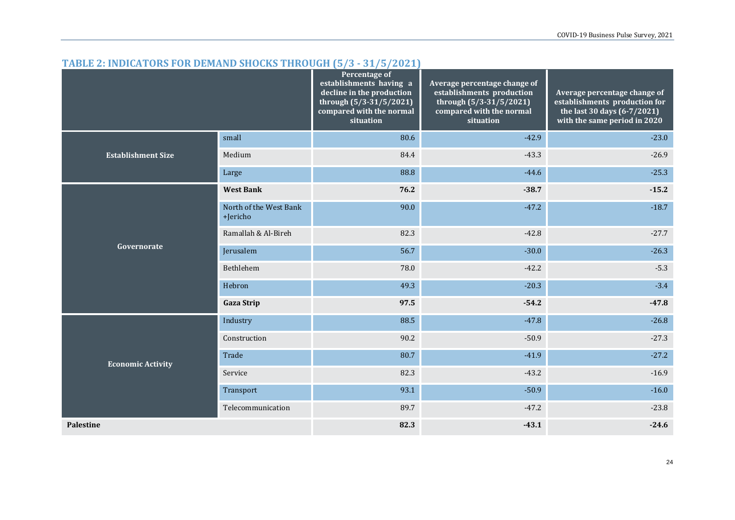## TABLE 2: INDICATORS FOR DEMAND SHOCKS THROUGH (5/3 - 31/5/2021)

| | | Percentage of establishments having a decline in the production through (5/3-31/5/2021) compared with the normal situation | Average percentage change of establishments production through (5/3-31/5/2021) compared with the normal situation | Average percentage change of establishments production for the last 30 days (6-7/2021) with the same period in 2020 |
|---|---|---|---|---|
| **Establishment Size** | small | 80.6 | -42.9 | -23.0 |
| | Medium | 84.4 | -43.3 | -26.9 |
| | Large | 88.8 | -44.6 | -25.3 |
| **Governorate** | **West Bank** | **76.2** | **-38.7** | **-15.2** |
| | North of the West Bank +Jericho | 90.0 | -47.2 | -18.7 |
| | Ramallah & Al-Bireh | 82.3 | -42.8 | -27.7 |
| | Jerusalem | 56.7 | -30.0 | -26.3 |
| | Bethlehem | 78.0 | -42.2 | -5.3 |
| | Hebron | 49.3 | -20.3 | -3.4 |
| | **Gaza Strip** | **97.5** | **-54.2** | **-47.8** |
| **Economic Activity** | Industry | 88.5 | -47.8 | -26.8 |
| | Construction | 90.2 | -50.9 | -27.3 |
| | Trade | 80.7 | -41.9 | -27.2 |
| | Service | 82.3 | -43.2 | -16.9 |
| | Transport | 93.1 | -50.9 | -16.0 |
| | Telecommunication | 89.7 | -47.2 | -23.8 |
| **Palestine** | | **82.3** | **-43.1** | **-24.6** |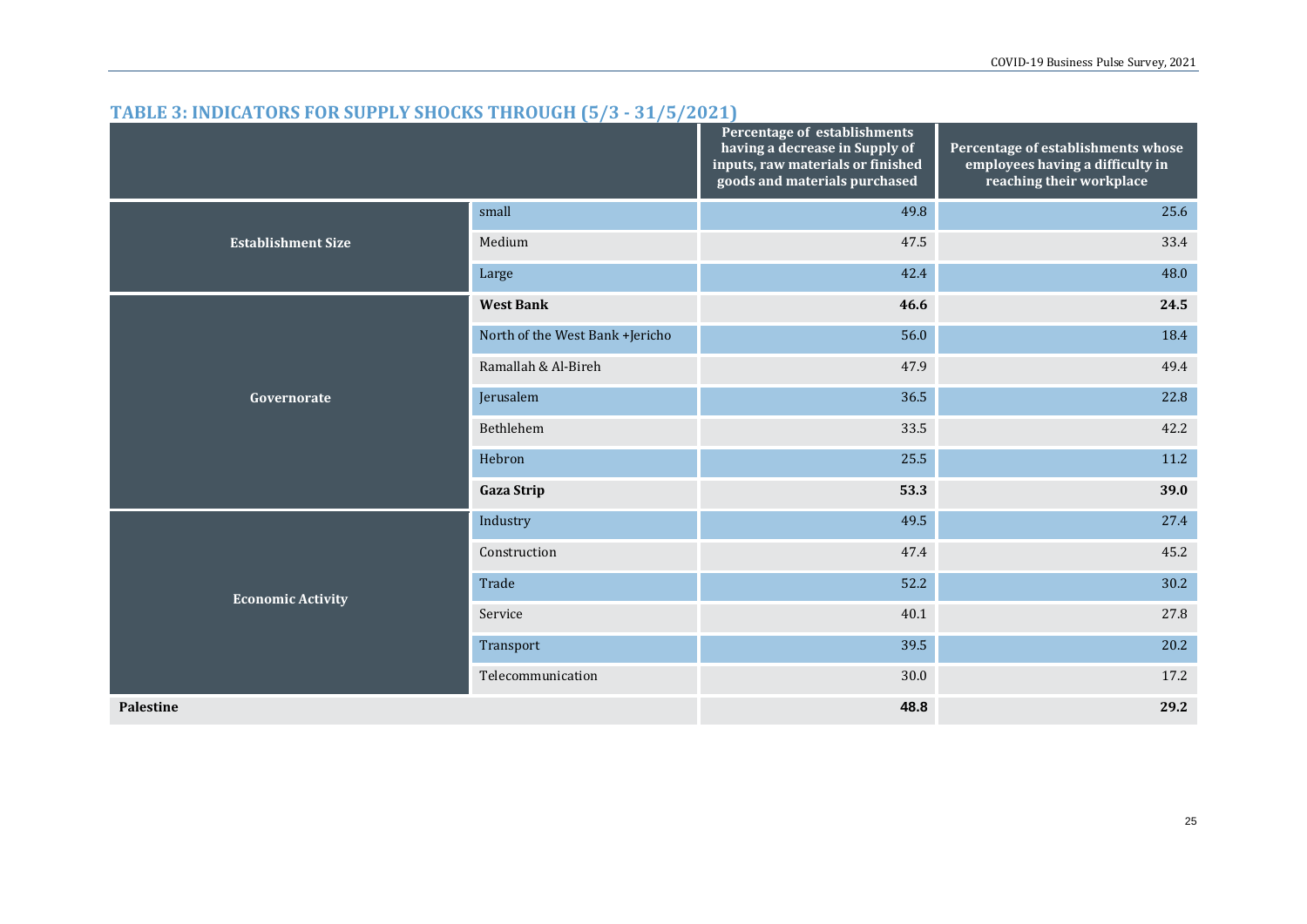## TABLE 3: INDICATORS FOR SUPPLY SHOCKS THROUGH (5/3 - 31/5/2021)

| | | Percentage of establishments having a decrease in Supply of inputs, raw materials or finished goods and materials purchased | Percentage of establishments whose employees having a difficulty in reaching their workplace |
|---|---|---|---|
| Establishment Size | small | 49.8 | 25.6 |
| | Medium | 47.5 | 33.4 |
| | Large | 42.4 | 48.0 |
| Governorate | **West Bank** | **46.6** | **24.5** |
| | North of the West Bank +Jericho | 56.0 | 18.4 |
| | Ramallah & Al-Bireh | 47.9 | 49.4 |
| | Jerusalem | 36.5 | 22.8 |
| | Bethlehem | 33.5 | 42.2 |
| | Hebron | 25.5 | 11.2 |
| | **Gaza Strip** | **53.3** | **39.0** |
| Economic Activity | Industry | 49.5 | 27.4 |
| | Construction | 47.4 | 45.2 |
| | Trade | 52.2 | 30.2 |
| | Service | 40.1 | 27.8 |
| | Transport | 39.5 | 20.2 |
| | Telecommunication | 30.0 | 17.2 |
| **Palestine** | | **48.8** | **29.2** |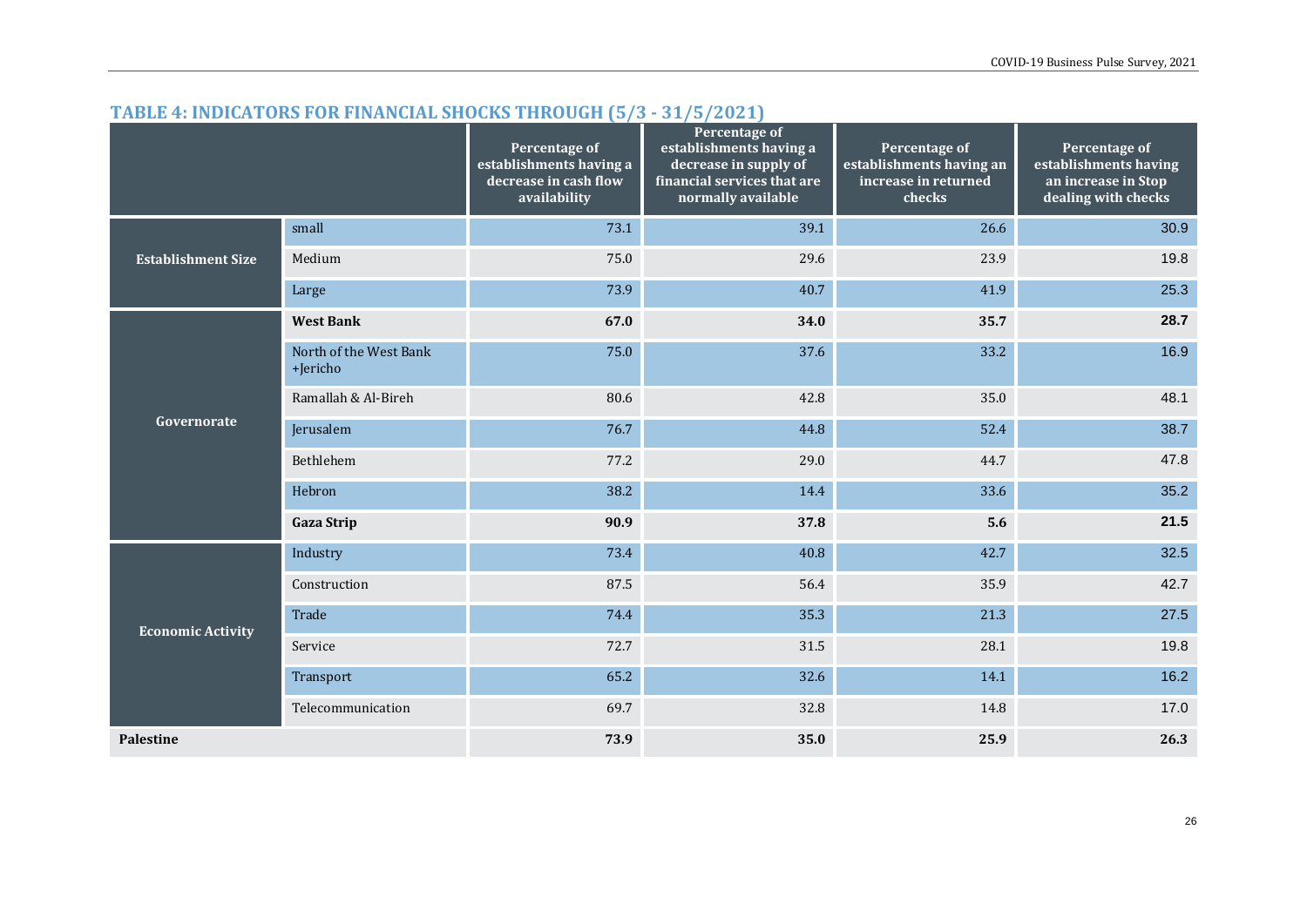## TABLE 4: INDICATORS FOR FINANCIAL SHOCKS THROUGH (5/3 - 31/5/2021)

| | | Percentage of establishments having a decrease in cash flow availability | Percentage of establishments having a decrease in supply of financial services that are normally available | Percentage of establishments having an increase in returned checks | Percentage of establishments having an increase in Stop dealing with checks |
|---|---|---|---|---|---|
| **Establishment Size** | small | 73.1 | 39.1 | 26.6 | 30.9 |
| | Medium | 75.0 | 29.6 | 23.9 | 19.8 |
| | Large | 73.9 | 40.7 | 41.9 | 25.3 |
| **Governorate** | **West Bank** | **67.0** | **34.0** | **35.7** | **28.7** |
| | North of the West Bank +Jericho | 75.0 | 37.6 | 33.2 | 16.9 |
| | Ramallah & Al-Bireh | 80.6 | 42.8 | 35.0 | 48.1 |
| | Jerusalem | 76.7 | 44.8 | 52.4 | 38.7 |
| | Bethlehem | 77.2 | 29.0 | 44.7 | 47.8 |
| | Hebron | 38.2 | 14.4 | 33.6 | 35.2 |
| | **Gaza Strip** | **90.9** | **37.8** | **5.6** | **21.5** |
| **Economic Activity** | Industry | 73.4 | 40.8 | 42.7 | 32.5 |
| | Construction | 87.5 | 56.4 | 35.9 | 42.7 |
| | Trade | 74.4 | 35.3 | 21.3 | 27.5 |
| | Service | 72.7 | 31.5 | 28.1 | 19.8 |
| | Transport | 65.2 | 32.6 | 14.1 | 16.2 |
| | Telecommunication | 69.7 | 32.8 | 14.8 | 17.0 |
| **Palestine** | | **73.9** | **35.0** | **25.9** | **26.3** |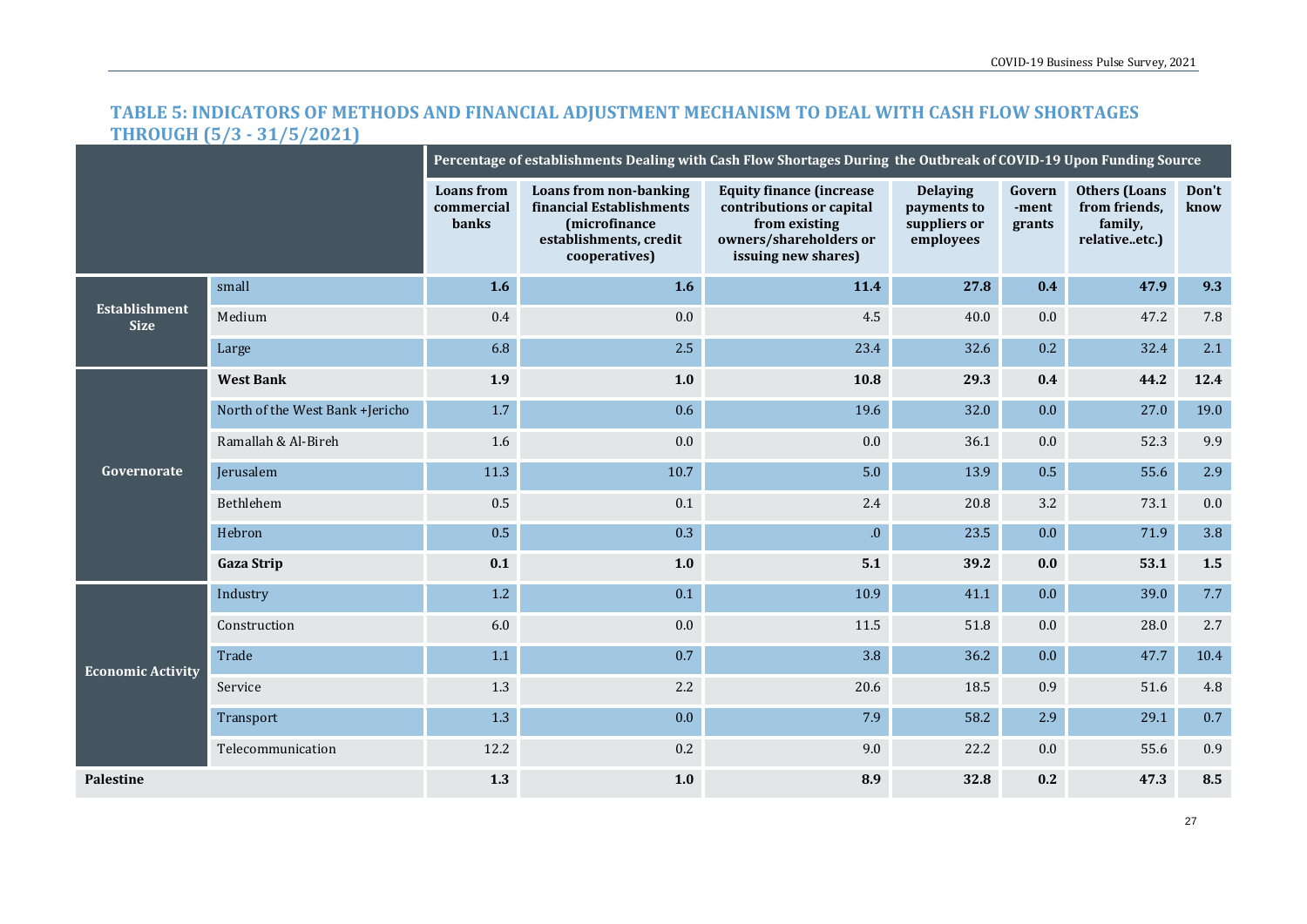## TABLE 5: INDICATORS OF METHODS AND FINANCIAL ADJUSTMENT MECHANISM TO DEAL WITH CASH FLOW SHORTAGES THROUGH (5/3 - 31/5/2021)

| | | Percentage of establishments Dealing with Cash Flow Shortages During the Outbreak of COVID-19 Upon Funding Source | | | | | | |
|---|---|---|---|---|---|---|---|---|
| | | **Loans from commercial banks** | **Loans from non-banking financial Establishments (microfinance establishments, credit cooperatives)** | **Equity finance (increase contributions or capital from existing owners/shareholders or issuing new shares)** | **Delaying payments to suppliers or employees** | **Govern -ment grants** | **Others (Loans from friends, family, relative..etc.)** | **Don't know** |
| **Establishment Size** | small | **1.6** | **1.6** | **11.4** | **27.8** | **0.4** | **47.9** | **9.3** |
| | Medium | 0.4 | 0.0 | 4.5 | 40.0 | 0.0 | 47.2 | 7.8 |
| | Large | 6.8 | 2.5 | 23.4 | 32.6 | 0.2 | 32.4 | 2.1 |
| **Governorate** | **West Bank** | **1.9** | **1.0** | **10.8** | **29.3** | **0.4** | **44.2** | **12.4** |
| | North of the West Bank +Jericho | 1.7 | 0.6 | 19.6 | 32.0 | 0.0 | 27.0 | 19.0 |
| | Ramallah & Al-Bireh | 1.6 | 0.0 | 0.0 | 36.1 | 0.0 | 52.3 | 9.9 |
| | Jerusalem | 11.3 | 10.7 | 5.0 | 13.9 | 0.5 | 55.6 | 2.9 |
| | Bethlehem | 0.5 | 0.1 | 2.4 | 20.8 | 3.2 | 73.1 | 0.0 |
| | Hebron | 0.5 | 0.3 | .0 | 23.5 | 0.0 | 71.9 | 3.8 |
| | **Gaza Strip** | **0.1** | **1.0** | **5.1** | **39.2** | **0.0** | **53.1** | **1.5** |
| **Economic Activity** | Industry | 1.2 | 0.1 | 10.9 | 41.1 | 0.0 | 39.0 | 7.7 |
| | Construction | 6.0 | 0.0 | 11.5 | 51.8 | 0.0 | 28.0 | 2.7 |
| | Trade | 1.1 | 0.7 | 3.8 | 36.2 | 0.0 | 47.7 | 10.4 |
| | Service | 1.3 | 2.2 | 20.6 | 18.5 | 0.9 | 51.6 | 4.8 |
| | Transport | 1.3 | 0.0 | 7.9 | 58.2 | 2.9 | 29.1 | 0.7 |
| | Telecommunication | 12.2 | 0.2 | 9.0 | 22.2 | 0.0 | 55.6 | 0.9 |
| **Palestine** | | **1.3** | **1.0** | **8.9** | **32.8** | **0.2** | **47.3** | **8.5** |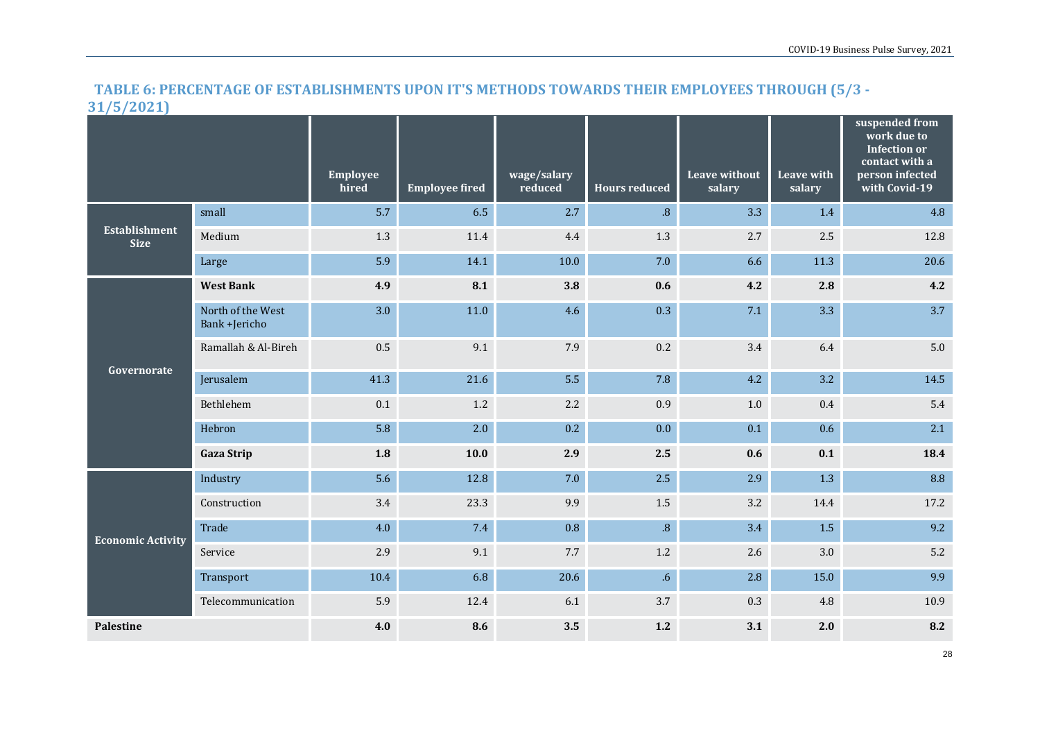## TABLE 6: PERCENTAGE OF ESTABLISHMENTS UPON IT'S METHODS TOWARDS THEIR EMPLOYEES THROUGH (5/3 - 31/5/2021)

| | | Employee hired | Employee fired | wage/salary reduced | Hours reduced | Leave without salary | Leave with salary | suspended from work due to Infection or contact with a person infected with Covid-19 |
|---|---|---|---|---|---|---|---|---|
| **Establishment Size** | small | 5.7 | 6.5 | 2.7 | .8 | 3.3 | 1.4 | 4.8 |
| | Medium | 1.3 | 11.4 | 4.4 | 1.3 | 2.7 | 2.5 | 12.8 |
| | Large | 5.9 | 14.1 | 10.0 | 7.0 | 6.6 | 11.3 | 20.6 |
| **Governorate** | **West Bank** | **4.9** | **8.1** | **3.8** | **0.6** | **4.2** | **2.8** | **4.2** |
| | North of the West Bank +Jericho | 3.0 | 11.0 | 4.6 | 0.3 | 7.1 | 3.3 | 3.7 |
| | Ramallah & Al-Bireh | 0.5 | 9.1 | 7.9 | 0.2 | 3.4 | 6.4 | 5.0 |
| | Jerusalem | 41.3 | 21.6 | 5.5 | 7.8 | 4.2 | 3.2 | 14.5 |
| | Bethlehem | 0.1 | 1.2 | 2.2 | 0.9 | 1.0 | 0.4 | 5.4 |
| | Hebron | 5.8 | 2.0 | 0.2 | 0.0 | 0.1 | 0.6 | 2.1 |
| | **Gaza Strip** | **1.8** | **10.0** | **2.9** | **2.5** | **0.6** | **0.1** | **18.4** |
| **Economic Activity** | Industry | 5.6 | 12.8 | 7.0 | 2.5 | 2.9 | 1.3 | 8.8 |
| | Construction | 3.4 | 23.3 | 9.9 | 1.5 | 3.2 | 14.4 | 17.2 |
| | Trade | 4.0 | 7.4 | 0.8 | .8 | 3.4 | 1.5 | 9.2 |
| | Service | 2.9 | 9.1 | 7.7 | 1.2 | 2.6 | 3.0 | 5.2 |
| | Transport | 10.4 | 6.8 | 20.6 | .6 | 2.8 | 15.0 | 9.9 |
| | Telecommunication | 5.9 | 12.4 | 6.1 | 3.7 | 0.3 | 4.8 | 10.9 |
| **Palestine** | | **4.0** | **8.6** | **3.5** | **1.2** | **3.1** | **2.0** | **8.2** |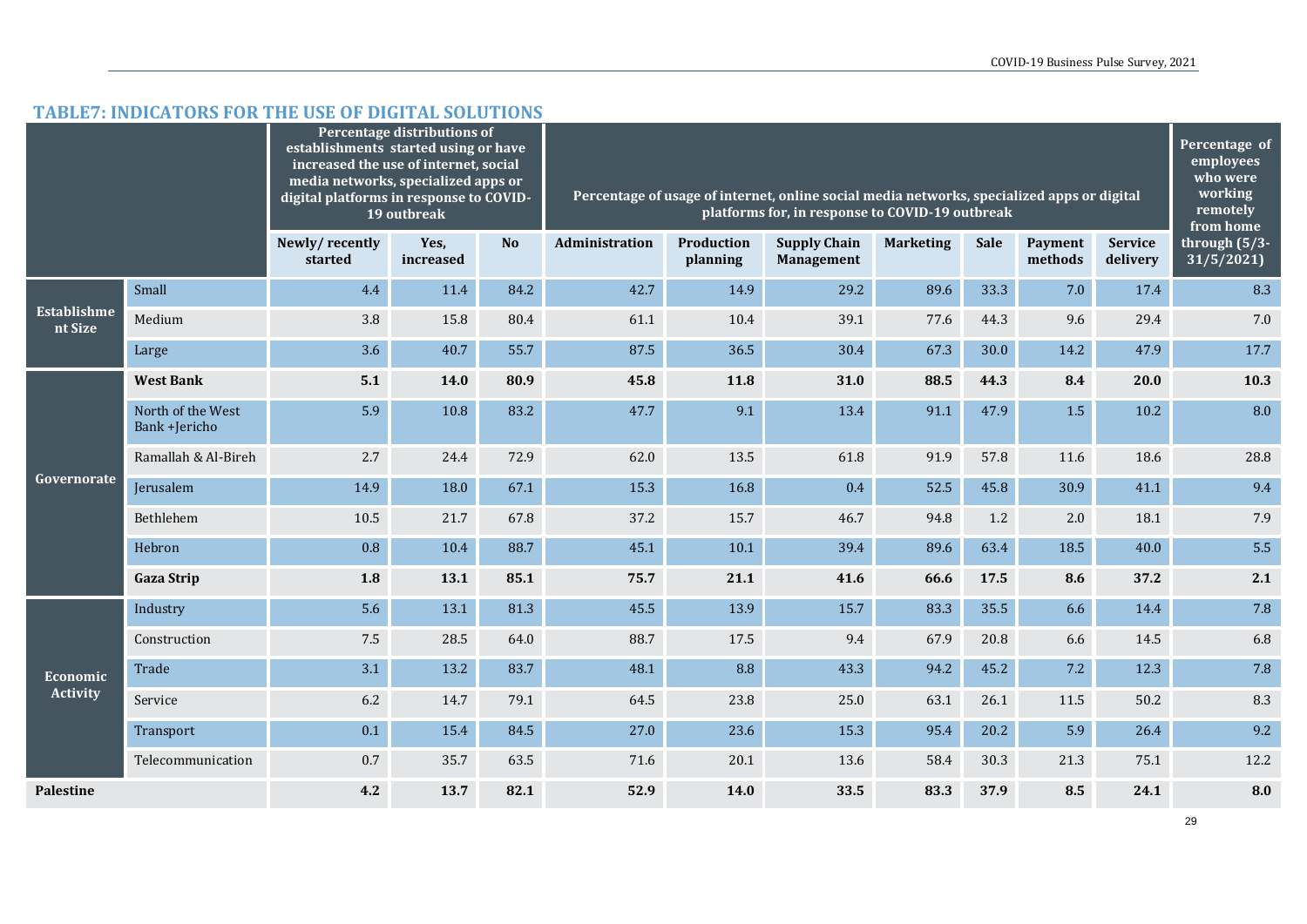## TABLE7: INDICATORS FOR THE USE OF DIGITAL SOLUTIONS

| | | Percentage distributions of establishments started using or have increased the use of internet, social media networks, specialized apps or digital platforms in response to COVID-19 outbreak | | | Percentage of usage of internet, online social media networks, specialized apps or digital platforms for, in response to COVID-19 outbreak | | | | | | | Percentage of employees who were working remotely from home through (5/3-31/5/2021) |
|---|---|---|---|---|---|---|---|---|---|---|---|---|
| | | Newly/ recently started | Yes, increased | No | Administration | Production planning | Supply Chain Management | Marketing | Sale | Payment methods | Service delivery | |
| Establishment Size | Small | 4.4 | 11.4 | 84.2 | 42.7 | 14.9 | 29.2 | 89.6 | 33.3 | 7.0 | 17.4 | 8.3 |
| | Medium | 3.8 | 15.8 | 80.4 | 61.1 | 10.4 | 39.1 | 77.6 | 44.3 | 9.6 | 29.4 | 7.0 |
| | Large | 3.6 | 40.7 | 55.7 | 87.5 | 36.5 | 30.4 | 67.3 | 30.0 | 14.2 | 47.9 | 17.7 |
| Governorate | **West Bank** | **5.1** | **14.0** | **80.9** | **45.8** | **11.8** | **31.0** | **88.5** | **44.3** | **8.4** | **20.0** | **10.3** |
| | North of the West Bank +Jericho | 5.9 | 10.8 | 83.2 | 47.7 | 9.1 | 13.4 | 91.1 | 47.9 | 1.5 | 10.2 | 8.0 |
| | Ramallah & Al-Bireh | 2.7 | 24.4 | 72.9 | 62.0 | 13.5 | 61.8 | 91.9 | 57.8 | 11.6 | 18.6 | 28.8 |
| | Jerusalem | 14.9 | 18.0 | 67.1 | 15.3 | 16.8 | 0.4 | 52.5 | 45.8 | 30.9 | 41.1 | 9.4 |
| | Bethlehem | 10.5 | 21.7 | 67.8 | 37.2 | 15.7 | 46.7 | 94.8 | 1.2 | 2.0 | 18.1 | 7.9 |
| | Hebron | 0.8 | 10.4 | 88.7 | 45.1 | 10.1 | 39.4 | 89.6 | 63.4 | 18.5 | 40.0 | 5.5 |
| | **Gaza Strip** | **1.8** | **13.1** | **85.1** | **75.7** | **21.1** | **41.6** | **66.6** | **17.5** | **8.6** | **37.2** | **2.1** |
| Economic Activity | Industry | 5.6 | 13.1 | 81.3 | 45.5 | 13.9 | 15.7 | 83.3 | 35.5 | 6.6 | 14.4 | 7.8 |
| | Construction | 7.5 | 28.5 | 64.0 | 88.7 | 17.5 | 9.4 | 67.9 | 20.8 | 6.6 | 14.5 | 6.8 |
| | Trade | 3.1 | 13.2 | 83.7 | 48.1 | 8.8 | 43.3 | 94.2 | 45.2 | 7.2 | 12.3 | 7.8 |
| | Service | 6.2 | 14.7 | 79.1 | 64.5 | 23.8 | 25.0 | 63.1 | 26.1 | 11.5 | 50.2 | 8.3 |
| | Transport | 0.1 | 15.4 | 84.5 | 27.0 | 23.6 | 15.3 | 95.4 | 20.2 | 5.9 | 26.4 | 9.2 |
| | Telecommunication | 0.7 | 35.7 | 63.5 | 71.6 | 20.1 | 13.6 | 58.4 | 30.3 | 21.3 | 75.1 | 12.2 |
| **Palestine** | | **4.2** | **13.7** | **82.1** | **52.9** | **14.0** | **33.5** | **83.3** | **37.9** | **8.5** | **24.1** | **8.0** |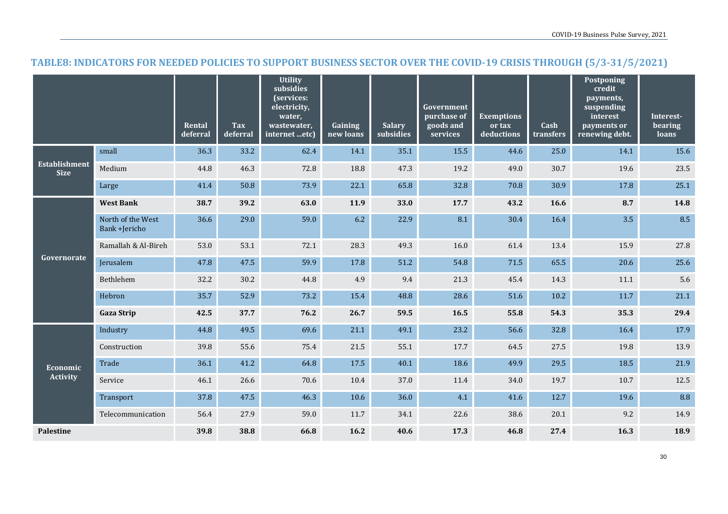## TABLE8: INDICATORS FOR NEEDED POLICIES TO SUPPORT BUSINESS SECTOR OVER THE COVID-19 CRISIS THROUGH (5/3-31/5/2021)

| | | Rental deferral | Tax deferral | Utility subsidies (services: electricity, water, wastewater, internet ...etc) | Gaining new loans | Salary subsidies | Government purchase of goods and services | Exemptions or tax deductions | Cash transfers | Postponing credit payments, suspending interest payments or renewing debt. | Interest-bearing loans |
|---|---|---|---|---|---|---|---|---|---|---|---|
| Establishment Size | small | 36.3 | 33.2 | 62.4 | 14.1 | 35.1 | 15.5 | 44.6 | 25.0 | 14.1 | 15.6 |
| | Medium | 44.8 | 46.3 | 72.8 | 18.8 | 47.3 | 19.2 | 49.0 | 30.7 | 19.6 | 23.5 |
| | Large | 41.4 | 50.8 | 73.9 | 22.1 | 65.8 | 32.8 | 70.8 | 30.9 | 17.8 | 25.1 |
| Governorate | **West Bank** | **38.7** | **39.2** | **63.0** | **11.9** | **33.0** | **17.7** | **43.2** | **16.6** | **8.7** | **14.8** |
| | North of the West Bank +Jericho | 36.6 | 29.0 | 59.0 | 6.2 | 22.9 | 8.1 | 30.4 | 16.4 | 3.5 | 8.5 |
| | Ramallah & Al-Bireh | 53.0 | 53.1 | 72.1 | 28.3 | 49.3 | 16.0 | 61.4 | 13.4 | 15.9 | 27.8 |
| | Jerusalem | 47.8 | 47.5 | 59.9 | 17.8 | 51.2 | 54.8 | 71.5 | 65.5 | 20.6 | 25.6 |
| | Bethlehem | 32.2 | 30.2 | 44.8 | 4.9 | 9.4 | 21.3 | 45.4 | 14.3 | 11.1 | 5.6 |
| | Hebron | 35.7 | 52.9 | 73.2 | 15.4 | 48.8 | 28.6 | 51.6 | 10.2 | 11.7 | 21.1 |
| | **Gaza Strip** | **42.5** | **37.7** | **76.2** | **26.7** | **59.5** | **16.5** | **55.8** | **54.3** | **35.3** | **29.4** |
| Economic Activity | Industry | 44.8 | 49.5 | 69.6 | 21.1 | 49.1 | 23.2 | 56.6 | 32.8 | 16.4 | 17.9 |
| | Construction | 39.8 | 55.6 | 75.4 | 21.5 | 55.1 | 17.7 | 64.5 | 27.5 | 19.8 | 13.9 |
| | Trade | 36.1 | 41.2 | 64.8 | 17.5 | 40.1 | 18.6 | 49.9 | 29.5 | 18.5 | 21.9 |
| | Service | 46.1 | 26.6 | 70.6 | 10.4 | 37.0 | 11.4 | 34.0 | 19.7 | 10.7 | 12.5 |
| | Transport | 37.8 | 47.5 | 46.3 | 10.6 | 36.0 | 4.1 | 41.6 | 12.7 | 19.6 | 8.8 |
| | Telecommunication | 56.4 | 27.9 | 59.0 | 11.7 | 34.1 | 22.6 | 38.6 | 20.1 | 9.2 | 14.9 |
| **Palestine** | | **39.8** | **38.8** | **66.8** | **16.2** | **40.6** | **17.3** | **46.8** | **27.4** | **16.3** | **18.9** |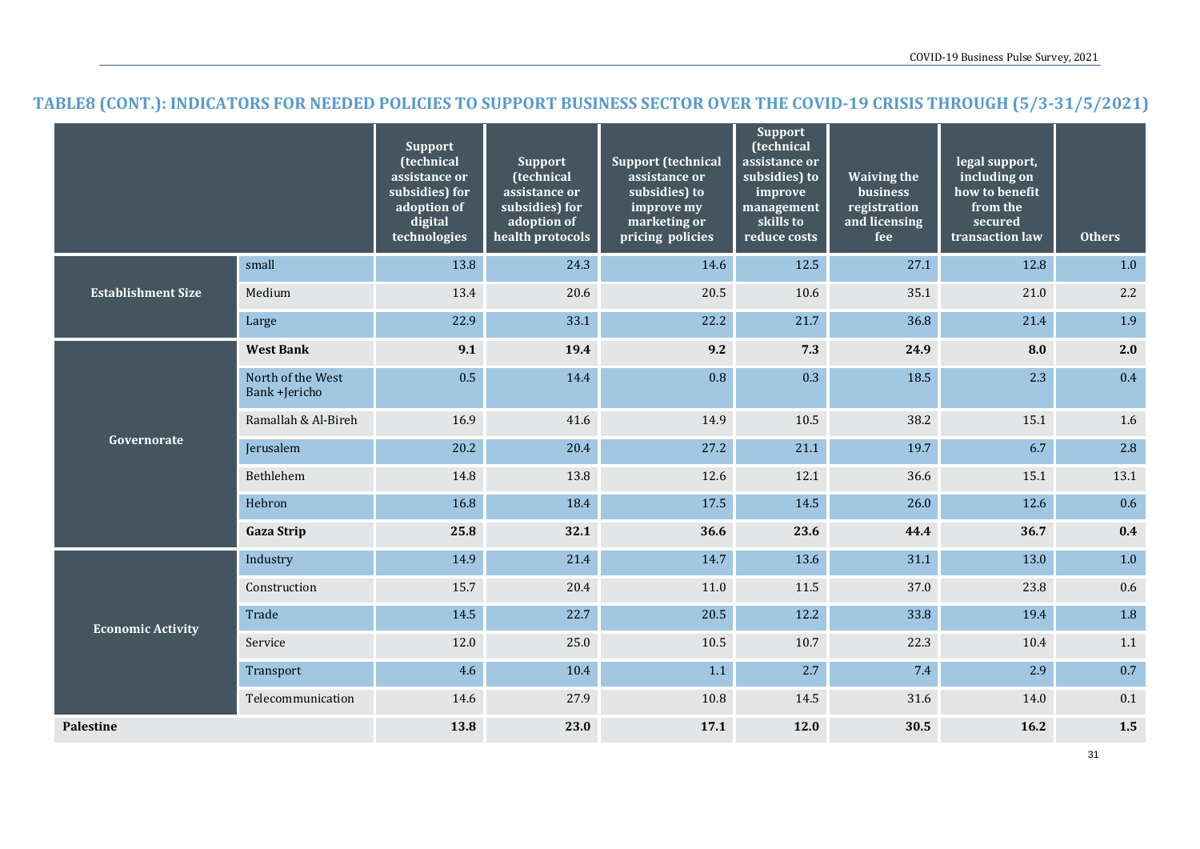## TABLE8 (CONT.): INDICATORS FOR NEEDED POLICIES TO SUPPORT BUSINESS SECTOR OVER THE COVID-19 CRISIS THROUGH (5/3-31/5/2021)

| | | Support (technical assistance or subsidies) for adoption of digital technologies | Support (technical assistance or subsidies) for adoption of health protocols | Support (technical assistance or subsidies) to improve my marketing or pricing policies | Support (technical assistance or subsidies) to improve management skills to reduce costs | Waiving the business registration and licensing fee | legal support, including on how to benefit from the secured transaction law | Others |
|---|---|---|---|---|---|---|---|---|
| **Establishment Size** | small | 13.8 | 24.3 | 14.6 | 12.5 | 27.1 | 12.8 | 1.0 |
| | Medium | 13.4 | 20.6 | 20.5 | 10.6 | 35.1 | 21.0 | 2.2 |
| | Large | 22.9 | 33.1 | 22.2 | 21.7 | 36.8 | 21.4 | 1.9 |
| **Governorate** | **West Bank** | **9.1** | **19.4** | **9.2** | **7.3** | **24.9** | **8.0** | **2.0** |
| | North of the West Bank +Jericho | 0.5 | 14.4 | 0.8 | 0.3 | 18.5 | 2.3 | 0.4 |
| | Ramallah & Al-Bireh | 16.9 | 41.6 | 14.9 | 10.5 | 38.2 | 15.1 | 1.6 |
| | Jerusalem | 20.2 | 20.4 | 27.2 | 21.1 | 19.7 | 6.7 | 2.8 |
| | Bethlehem | 14.8 | 13.8 | 12.6 | 12.1 | 36.6 | 15.1 | 13.1 |
| | Hebron | 16.8 | 18.4 | 17.5 | 14.5 | 26.0 | 12.6 | 0.6 |
| | **Gaza Strip** | **25.8** | **32.1** | **36.6** | **23.6** | **44.4** | **36.7** | **0.4** |
| **Economic Activity** | Industry | 14.9 | 21.4 | 14.7 | 13.6 | 31.1 | 13.0 | 1.0 |
| | Construction | 15.7 | 20.4 | 11.0 | 11.5 | 37.0 | 23.8 | 0.6 |
| | Trade | 14.5 | 22.7 | 20.5 | 12.2 | 33.8 | 19.4 | 1.8 |
| | Service | 12.0 | 25.0 | 10.5 | 10.7 | 22.3 | 10.4 | 1.1 |
| | Transport | 4.6 | 10.4 | 1.1 | 2.7 | 7.4 | 2.9 | 0.7 |
| | Telecommunication | 14.6 | 27.9 | 10.8 | 14.5 | 31.6 | 14.0 | 0.1 |
| **Palestine** | | **13.8** | **23.0** | **17.1** | **12.0** | **30.5** | **16.2** | **1.5** |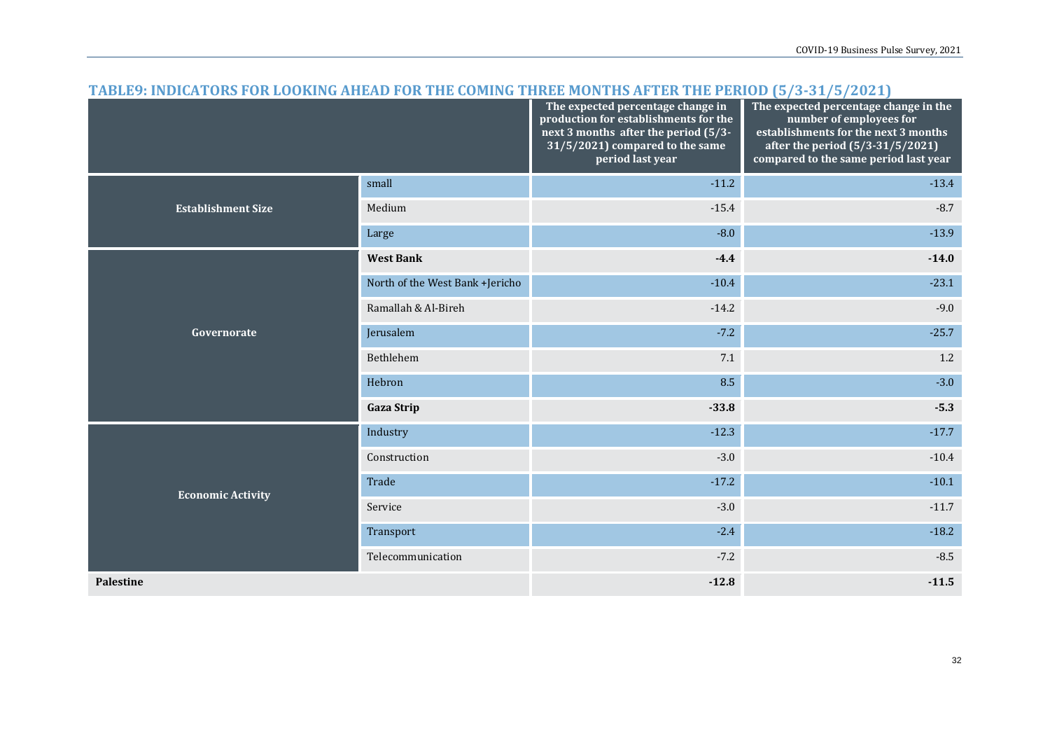## TABLE9: INDICATORS FOR LOOKING AHEAD FOR THE COMING THREE MONTHS AFTER THE PERIOD (5/3-31/5/2021)

| | | The expected percentage change in production for establishments for the next 3 months after the period (5/3-31/5/2021) compared to the same period last year | The expected percentage change in the number of employees for establishments for the next 3 months after the period (5/3-31/5/2021) compared to the same period last year |
|---|---|---|---|
| **Establishment Size** | small | -11.2 | -13.4 |
| | Medium | -15.4 | -8.7 |
| | Large | -8.0 | -13.9 |
| **Governorate** | **West Bank** | **-4.4** | **-14.0** |
| | North of the West Bank +Jericho | -10.4 | -23.1 |
| | Ramallah & Al-Bireh | -14.2 | -9.0 |
| | Jerusalem | -7.2 | -25.7 |
| | Bethlehem | 7.1 | 1.2 |
| | Hebron | 8.5 | -3.0 |
| | **Gaza Strip** | **-33.8** | **-5.3** |
| **Economic Activity** | Industry | -12.3 | -17.7 |
| | Construction | -3.0 | -10.4 |
| | Trade | -17.2 | -10.1 |
| | Service | -3.0 | -11.7 |
| | Transport | -2.4 | -18.2 |
| | Telecommunication | -7.2 | -8.5 |
| **Palestine** | | **-12.8** | **-11.5** |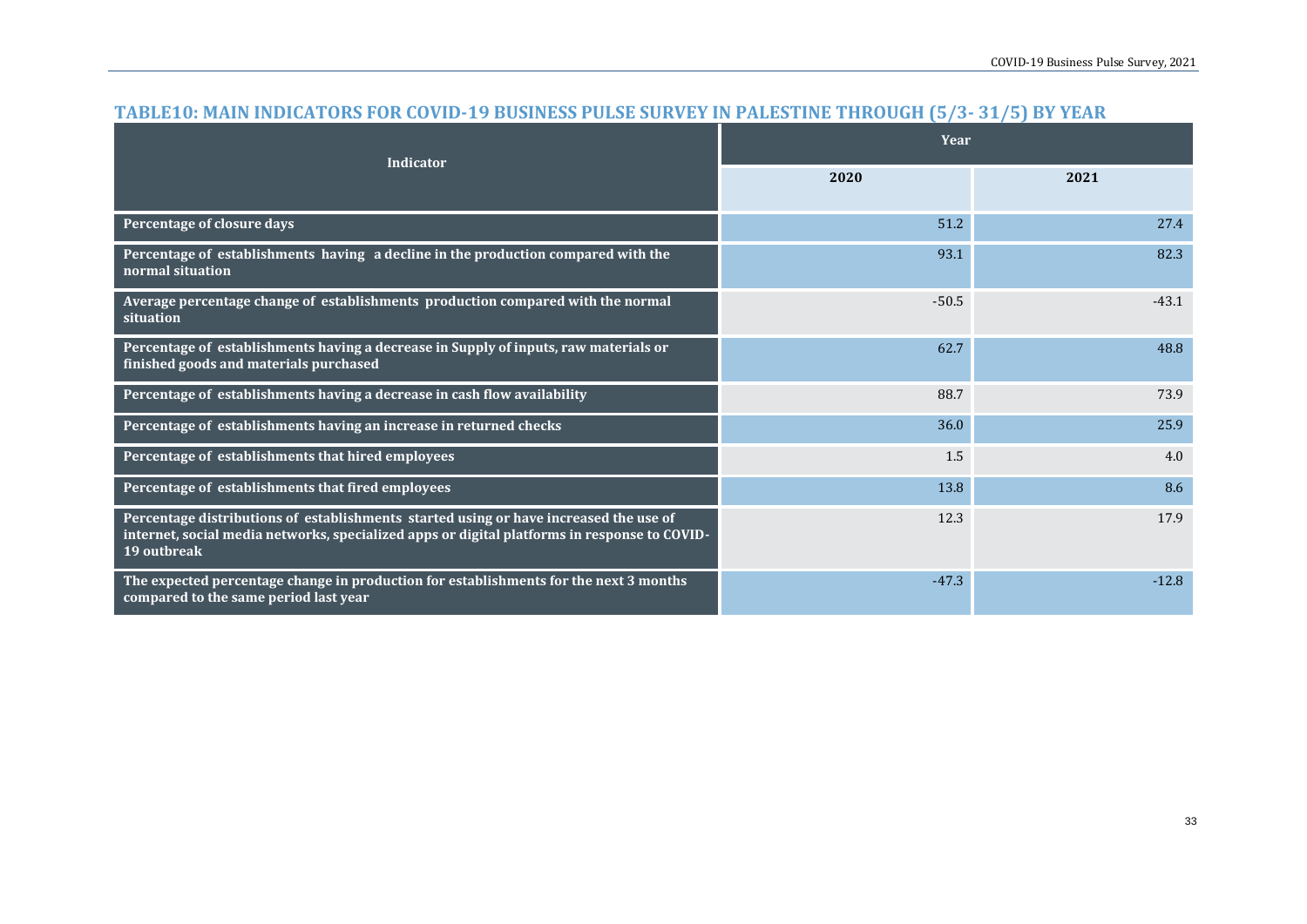## TABLE10: MAIN INDICATORS FOR COVID-19 BUSINESS PULSE SURVEY IN PALESTINE THROUGH (5/3- 31/5) BY YEAR

| Indicator | Year | |
|---|---|---|
| | 2020 | 2021 |
| Percentage of closure days | 51.2 | 27.4 |
| Percentage of establishments having a decline in the production compared with the normal situation | 93.1 | 82.3 |
| Average percentage change of establishments production compared with the normal situation | -50.5 | -43.1 |
| Percentage of establishments having a decrease in Supply of inputs, raw materials or finished goods and materials purchased | 62.7 | 48.8 |
| Percentage of establishments having a decrease in cash flow availability | 88.7 | 73.9 |
| Percentage of establishments having an increase in returned checks | 36.0 | 25.9 |
| Percentage of establishments that hired employees | 1.5 | 4.0 |
| Percentage of establishments that fired employees | 13.8 | 8.6 |
| Percentage distributions of establishments started using or have increased the use of internet, social media networks, specialized apps or digital platforms in response to COVID-19 outbreak | 12.3 | 17.9 |
| The expected percentage change in production for establishments for the next 3 months compared to the same period last year | -47.3 | -12.8 |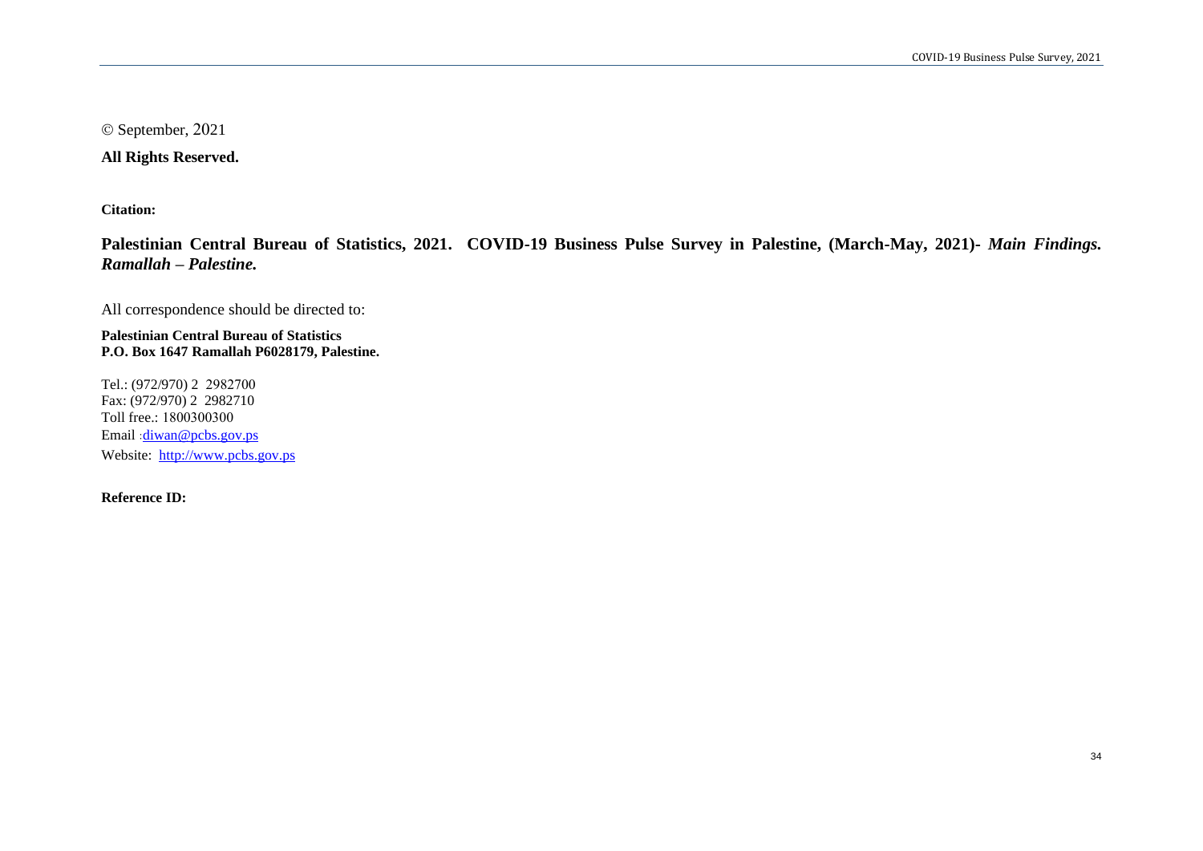© September, 2021

**All Rights Reserved.**

**Citation:**

**Palestinian Central Bureau of Statistics, 2021. COVID-19 Business Pulse Survey in Palestine, (March-May, 2021)-** ***Main Findings. Ramallah – Palestine.***

All correspondence should be directed to:

**Palestinian Central Bureau of Statistics**
**P.O. Box 1647 Ramallah P6028179, Palestine.**

Tel.: (972/970) 2 2982700
Fax: (972/970) 2 2982710
Toll free.: 1800300300
Email :diwan@pcbs.gov.ps
Website: http://www.pcbs.gov.ps

**Reference ID:**